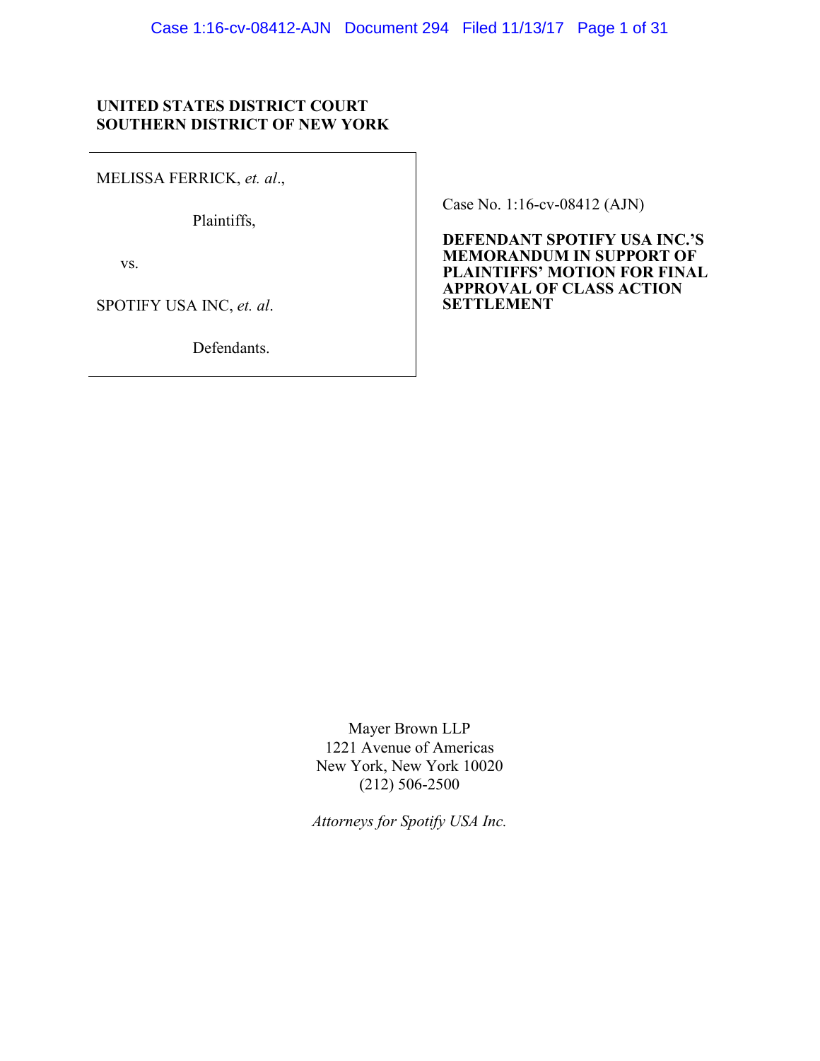**UNITED STATES DISTRICT COURT**
**SOUTHERN DISTRICT OF NEW YORK**

| | |
|---|---|
| MELISSA FERRICK, *et. al*.,<br><br>Plaintiffs,<br><br>vs.<br><br>SPOTIFY USA INC, *et. al*.<br><br>Defendants. | Case No. 1:16-cv-08412 (AJN)<br><br>**DEFENDANT SPOTIFY USA INC.'S MEMORANDUM IN SUPPORT OF PLAINTIFFS' MOTION FOR FINAL APPROVAL OF CLASS ACTION SETTLEMENT** |

Mayer Brown LLP
1221 Avenue of Americas
New York, New York 10020
(212) 506-2500

*Attorneys for Spotify USA Inc.*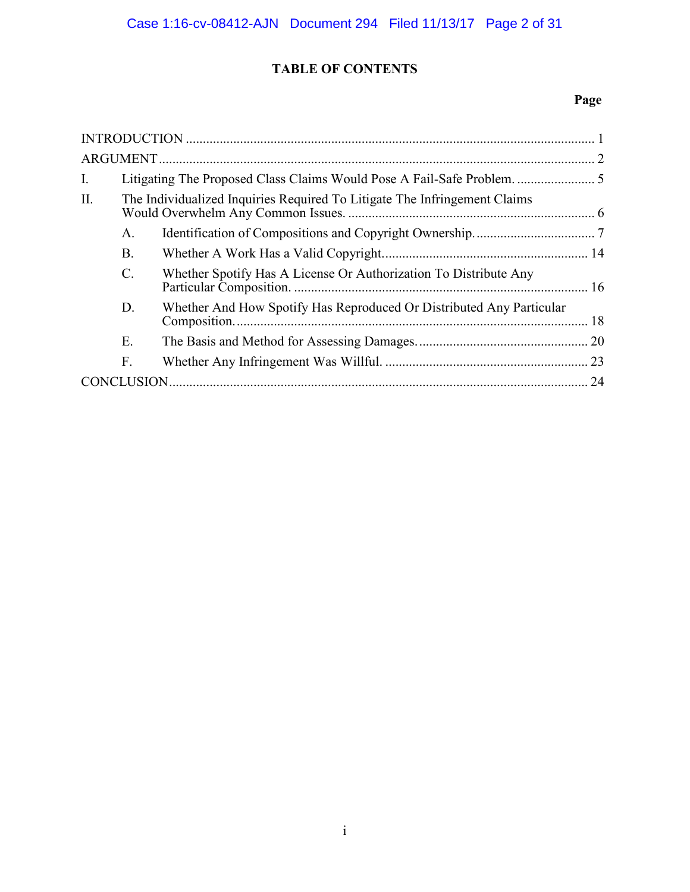# TABLE OF CONTENTS

| | | Page |
|---|---|---|
| INTRODUCTION | | 1 |
| ARGUMENT | | 2 |
| I. | Litigating The Proposed Class Claims Would Pose A Fail-Safe Problem. | 5 |
| II. | The Individualized Inquiries Required To Litigate The Infringement Claims Would Overwhelm Any Common Issues. | 6 |
| | A. Identification of Compositions and Copyright Ownership. | 7 |
| | B. Whether A Work Has a Valid Copyright. | 14 |
| | C. Whether Spotify Has A License Or Authorization To Distribute Any Particular Composition. | 16 |
| | D. Whether And How Spotify Has Reproduced Or Distributed Any Particular Composition. | 18 |
| | E. The Basis and Method for Assessing Damages. | 20 |
| | F. Whether Any Infringement Was Willful. | 23 |
| CONCLUSION | | 24 |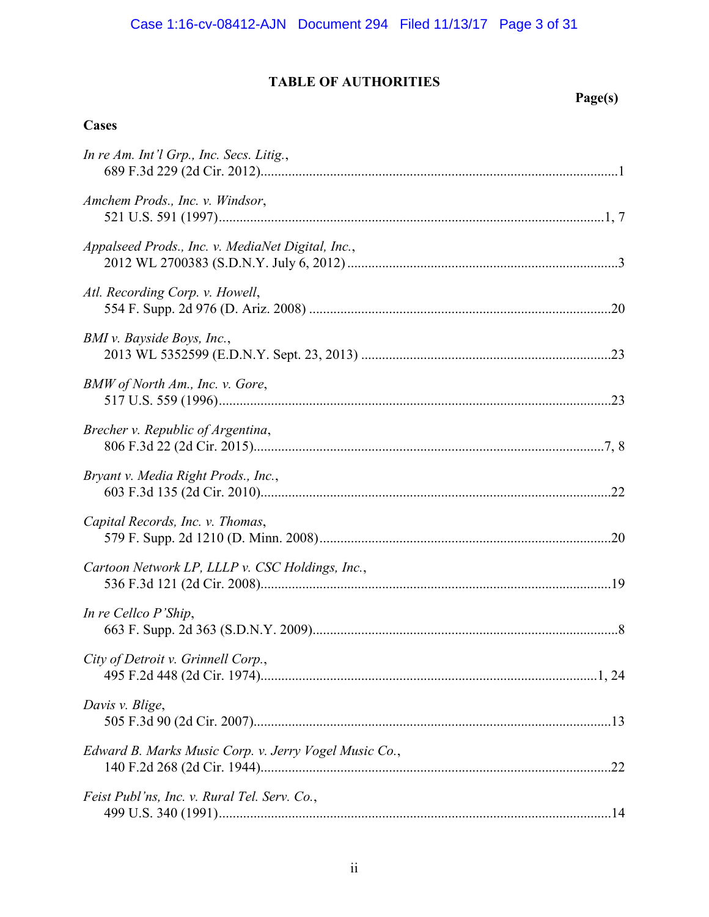# TABLE OF AUTHORITIES

**Page(s)**

**Cases**

*In re Am. Int'l Grp., Inc. Secs. Litig.*,
689 F.3d 229 (2d Cir. 2012)....................................................................................................1

*Amchem Prods., Inc. v. Windsor*,
521 U.S. 591 (1997)...........................................................................................................1, 7

*Appalseed Prods., Inc. v. MediaNet Digital, Inc.*,
2012 WL 2700383 (S.D.N.Y. July 6, 2012) ...........................................................................3

*Atl. Recording Corp. v. Howell*,
554 F. Supp. 2d 976 (D. Ariz. 2008) ....................................................................................20

*BMI v. Bayside Boys, Inc.*,
2013 WL 5352599 (E.D.N.Y. Sept. 23, 2013) ......................................................................23

*BMW of North Am., Inc. v. Gore*,
517 U.S. 559 (1996)..............................................................................................................23

*Brecher v. Republic of Argentina*,
806 F.3d 22 (2d Cir. 2015)................................................................................................7, 8

*Bryant v. Media Right Prods., Inc.*,
603 F.3d 135 (2d Cir. 2010)..................................................................................................22

*Capital Records, Inc. v. Thomas*,
579 F. Supp. 2d 1210 (D. Minn. 2008)..................................................................................20

*Cartoon Network LP, LLLP v. CSC Holdings, Inc.*,
536 F.3d 121 (2d Cir. 2008)..................................................................................................19

*In re Cellco P'Ship*,
663 F. Supp. 2d 363 (S.D.N.Y. 2009).....................................................................................8

*City of Detroit v. Grinnell Corp.*,
495 F.2d 448 (2d Cir. 1974)...............................................................................................1, 24

*Davis v. Blige*,
505 F.3d 90 (2d Cir. 2007)....................................................................................................13

*Edward B. Marks Music Corp. v. Jerry Vogel Music Co.*,
140 F.2d 268 (2d Cir. 1944)..................................................................................................22

*Feist Publ'ns, Inc. v. Rural Tel. Serv. Co.*,
499 U.S. 340 (1991)..............................................................................................................14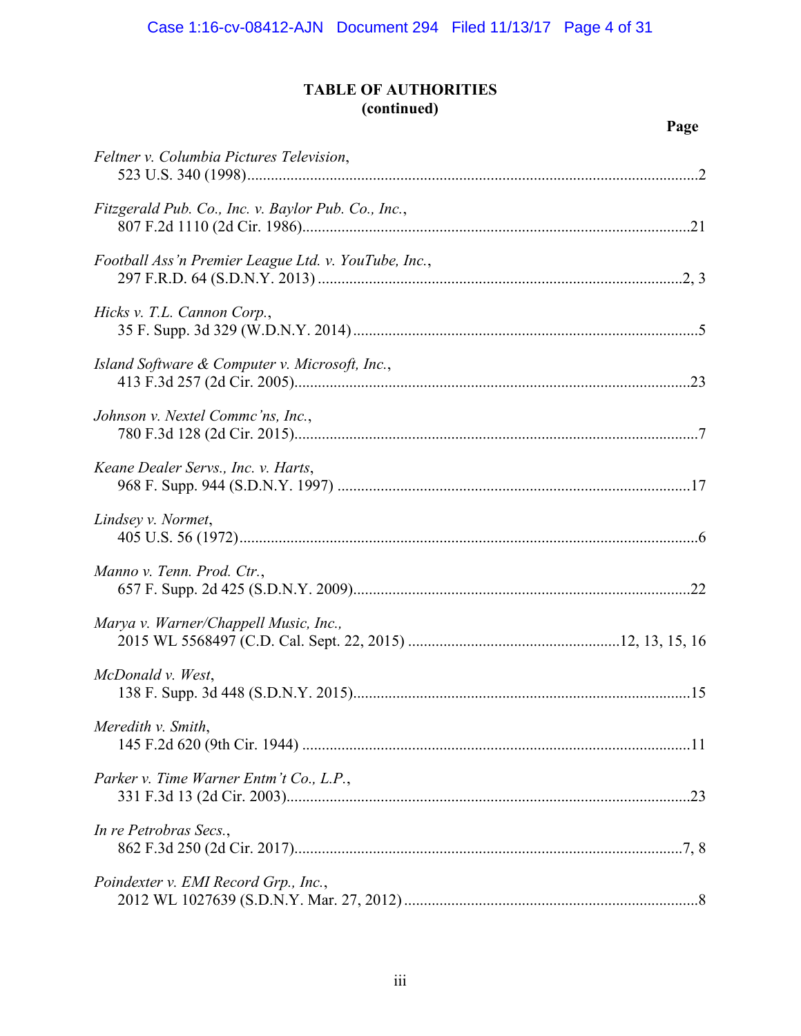# TABLE OF AUTHORITIES
## (continued)

**Page**

*Feltner v. Columbia Pictures Television*,
523 U.S. 340 (1998)....................................................................................................................2

*Fitzgerald Pub. Co., Inc. v. Baylor Pub. Co., Inc.*,
807 F.2d 1110 (2d Cir. 1986)....................................................................................................21

*Football Ass'n Premier League Ltd. v. YouTube, Inc.*,
297 F.R.D. 64 (S.D.N.Y. 2013) ..............................................................................................2, 3

*Hicks v. T.L. Cannon Corp.*,
35 F. Supp. 3d 329 (W.D.N.Y. 2014) .........................................................................................5

*Island Software & Computer v. Microsoft, Inc.*,
413 F.3d 257 (2d Cir. 2005)......................................................................................................23

*Johnson v. Nextel Commc'ns, Inc.*,
780 F.3d 128 (2d Cir. 2015)........................................................................................................7

*Keane Dealer Servs., Inc. v. Harts*,
968 F. Supp. 944 (S.D.N.Y. 1997) ...........................................................................................17

*Lindsey v. Normet*,
405 U.S. 56 (1972)......................................................................................................................6

*Manno v. Tenn. Prod. Ctr.*,
657 F. Supp. 2d 425 (S.D.N.Y. 2009).......................................................................................22

*Marya v. Warner/Chappell Music, Inc.,*
2015 WL 5568497 (C.D. Cal. Sept. 22, 2015) .......................................................12, 13, 15, 16

*McDonald v. West*,
138 F. Supp. 3d 448 (S.D.N.Y. 2015).......................................................................................15

*Meredith v. Smith*,
145 F.2d 620 (9th Cir. 1944) ....................................................................................................11

*Parker v. Time Warner Entm't Co., L.P.*,
331 F.3d 13 (2d Cir. 2003)........................................................................................................23

*In re Petrobras Secs.*,
862 F.3d 250 (2d Cir. 2017)....................................................................................................7, 8

*Poindexter v. EMI Record Grp., Inc.*,
2012 WL 1027639 (S.D.N.Y. Mar. 27, 2012) ............................................................................8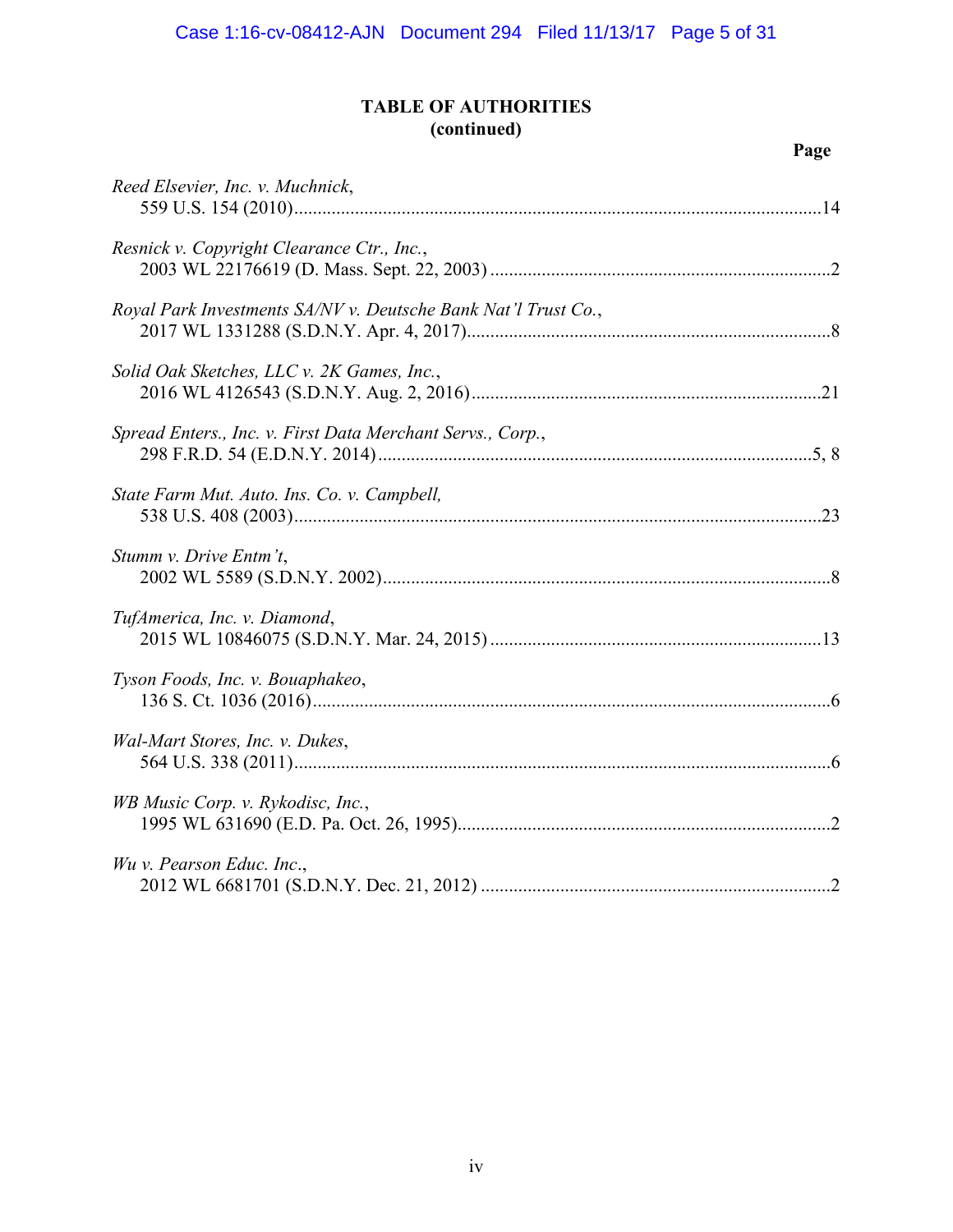## TABLE OF AUTHORITIES
## (continued)

**Page**

*Reed Elsevier, Inc. v. Muchnick*,
559 U.S. 154 (2010)....................................................................................................14

*Resnick v. Copyright Clearance Ctr., Inc.*,
2003 WL 22176619 (D. Mass. Sept. 22, 2003)..........................................................2

*Royal Park Investments SA/NV v. Deutsche Bank Nat'l Trust Co.*,
2017 WL 1331288 (S.D.N.Y. Apr. 4, 2017)...............................................................8

*Solid Oak Sketches, LLC v. 2K Games, Inc.*,
2016 WL 4126543 (S.D.N.Y. Aug. 2, 2016)............................................................21

*Spread Enters., Inc. v. First Data Merchant Servs., Corp.*,
298 F.R.D. 54 (E.D.N.Y. 2014)..............................................................................5, 8

*State Farm Mut. Auto. Ins. Co. v. Campbell,*
538 U.S. 408 (2003)....................................................................................................23

*Stumm v. Drive Entm't*,
2002 WL 5589 (S.D.N.Y. 2002)..................................................................................8

*TufAmerica, Inc. v. Diamond*,
2015 WL 10846075 (S.D.N.Y. Mar. 24, 2015)..........................................................13

*Tyson Foods, Inc. v. Bouaphakeo*,
136 S. Ct. 1036 (2016)..................................................................................................6

*Wal-Mart Stores, Inc. v. Dukes*,
564 U.S. 338 (2011)......................................................................................................6

*WB Music Corp. v. Rykodisc, Inc.*,
1995 WL 631690 (E.D. Pa. Oct. 26, 1995)..................................................................2

*Wu v. Pearson Educ. Inc.*,
2012 WL 6681701 (S.D.N.Y. Dec. 21, 2012).............................................................2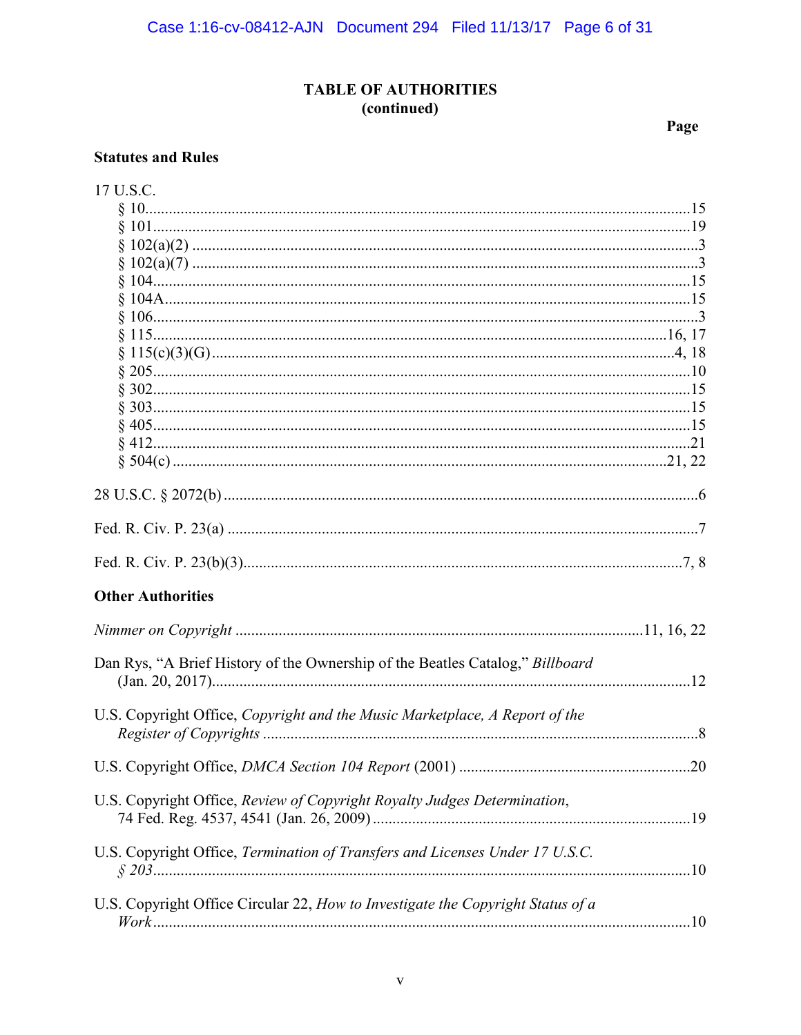## TABLE OF AUTHORITIES
## (continued)

**Page**

### Statutes and Rules

17 U.S.C.

- § 10 .......... 15
- § 101 .......... 19
- § 102(a)(2) .......... 3
- § 102(a)(7) .......... 3
- § 104 .......... 15
- § 104A .......... 15
- § 106 .......... 3
- § 115 .......... 16, 17
- § 115(c)(3)(G) .......... 4, 18
- § 205 .......... 10
- § 302 .......... 15
- § 303 .......... 15
- § 405 .......... 15
- § 412 .......... 21
- § 504(c) .......... 21, 22

28 U.S.C. § 2072(b) .......... 6

Fed. R. Civ. P. 23(a) .......... 7

Fed. R. Civ. P. 23(b)(3) .......... 7, 8

### Other Authorities

*Nimmer on Copyright* .......... 11, 16, 22

Dan Rys, "A Brief History of the Ownership of the Beatles Catalog," *Billboard* (Jan. 20, 2017) .......... 12

U.S. Copyright Office, *Copyright and the Music Marketplace, A Report of the Register of Copyrights* .......... 8

U.S. Copyright Office, *DMCA Section 104 Report* (2001) .......... 20

U.S. Copyright Office, *Review of Copyright Royalty Judges Determination*, 74 Fed. Reg. 4537, 4541 (Jan. 26, 2009) .......... 19

U.S. Copyright Office, *Termination of Transfers and Licenses Under 17 U.S.C. § 203* .......... 10

U.S. Copyright Office Circular 22, *How to Investigate the Copyright Status of a Work* .......... 10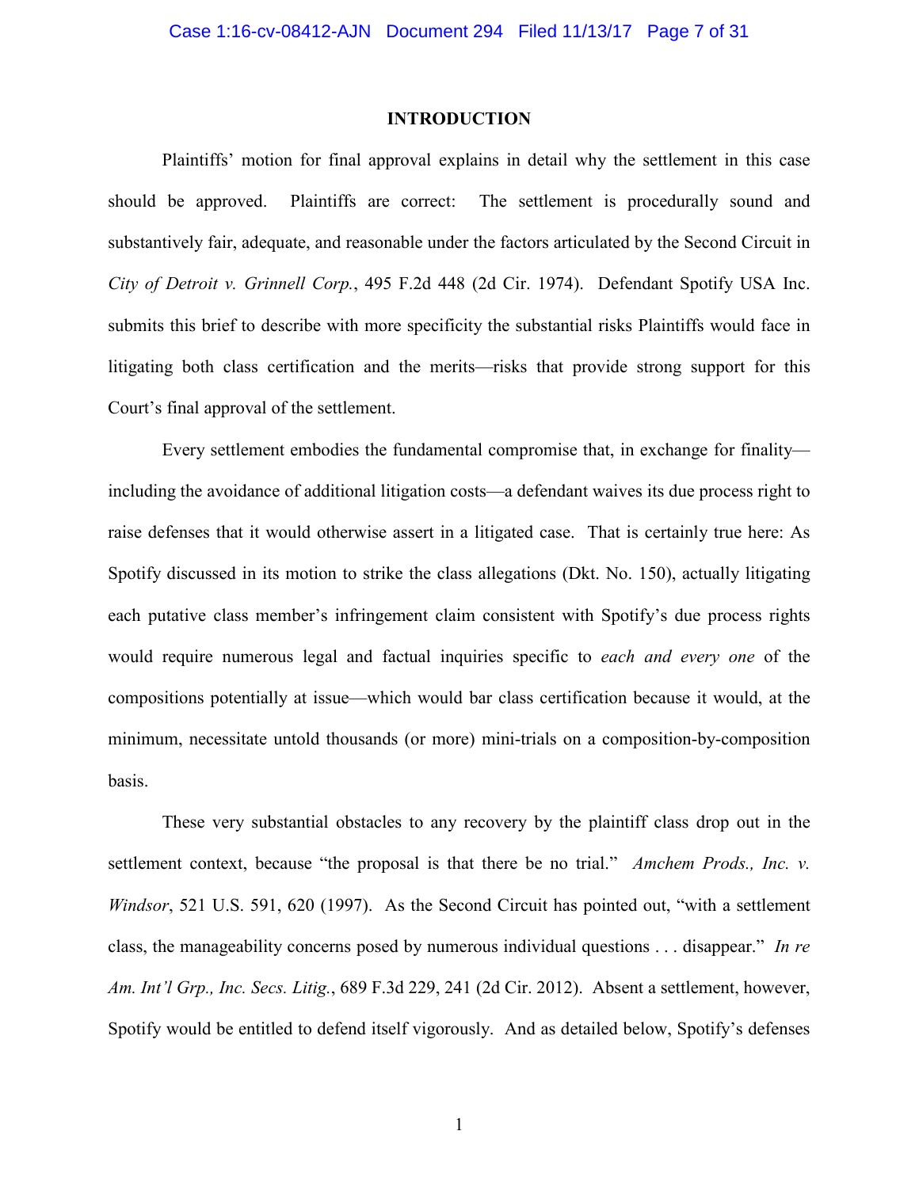## INTRODUCTION

Plaintiffs' motion for final approval explains in detail why the settlement in this case should be approved. Plaintiffs are correct: The settlement is procedurally sound and substantively fair, adequate, and reasonable under the factors articulated by the Second Circuit in *City of Detroit v. Grinnell Corp.*, 495 F.2d 448 (2d Cir. 1974). Defendant Spotify USA Inc. submits this brief to describe with more specificity the substantial risks Plaintiffs would face in litigating both class certification and the merits—risks that provide strong support for this Court's final approval of the settlement.

Every settlement embodies the fundamental compromise that, in exchange for finality—including the avoidance of additional litigation costs—a defendant waives its due process right to raise defenses that it would otherwise assert in a litigated case. That is certainly true here: As Spotify discussed in its motion to strike the class allegations (Dkt. No. 150), actually litigating each putative class member's infringement claim consistent with Spotify's due process rights would require numerous legal and factual inquiries specific to *each and every one* of the compositions potentially at issue—which would bar class certification because it would, at the minimum, necessitate untold thousands (or more) mini-trials on a composition-by-composition basis.

These very substantial obstacles to any recovery by the plaintiff class drop out in the settlement context, because "the proposal is that there be no trial." *Amchem Prods., Inc. v. Windsor*, 521 U.S. 591, 620 (1997). As the Second Circuit has pointed out, "with a settlement class, the manageability concerns posed by numerous individual questions . . . disappear." *In re Am. Int'l Grp., Inc. Secs. Litig.*, 689 F.3d 229, 241 (2d Cir. 2012). Absent a settlement, however, Spotify would be entitled to defend itself vigorously. And as detailed below, Spotify's defenses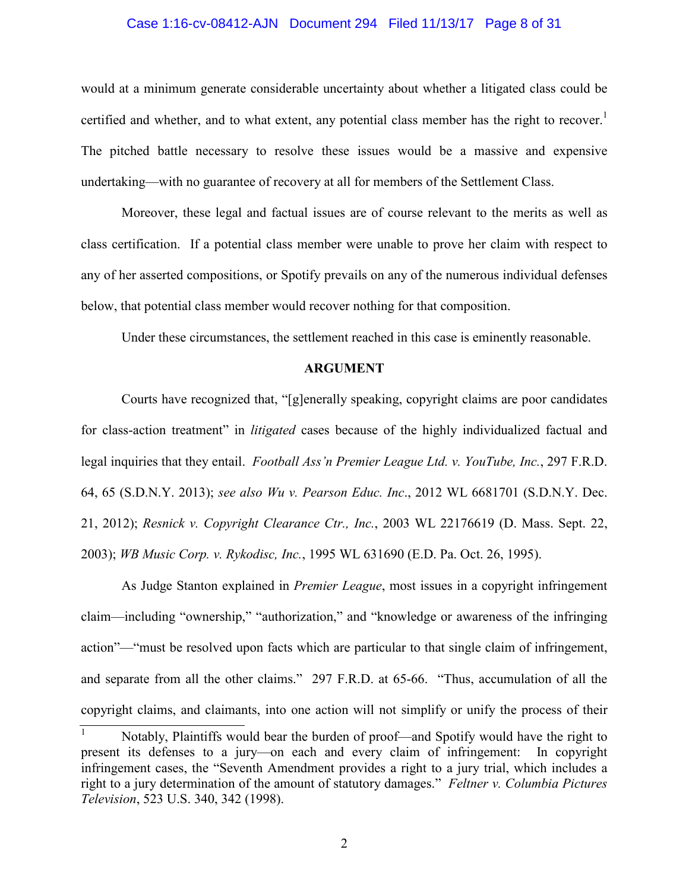would at a minimum generate considerable uncertainty about whether a litigated class could be certified and whether, and to what extent, any potential class member has the right to recover.[1] The pitched battle necessary to resolve these issues would be a massive and expensive undertaking—with no guarantee of recovery at all for members of the Settlement Class.

Moreover, these legal and factual issues are of course relevant to the merits as well as class certification. If a potential class member were unable to prove her claim with respect to any of her asserted compositions, or Spotify prevails on any of the numerous individual defenses below, that potential class member would recover nothing for that composition.

Under these circumstances, the settlement reached in this case is eminently reasonable.

**ARGUMENT**

Courts have recognized that, "[g]enerally speaking, copyright claims are poor candidates for class-action treatment" in *litigated* cases because of the highly individualized factual and legal inquiries that they entail. *Football Ass'n Premier League Ltd. v. YouTube, Inc.*, 297 F.R.D. 64, 65 (S.D.N.Y. 2013); *see also Wu v. Pearson Educ. Inc*., 2012 WL 6681701 (S.D.N.Y. Dec. 21, 2012); *Resnick v. Copyright Clearance Ctr., Inc.*, 2003 WL 22176619 (D. Mass. Sept. 22, 2003); *WB Music Corp. v. Rykodisc, Inc.*, 1995 WL 631690 (E.D. Pa. Oct. 26, 1995).

As Judge Stanton explained in *Premier League*, most issues in a copyright infringement claim—including "ownership," "authorization," and "knowledge or awareness of the infringing action"—"must be resolved upon facts which are particular to that single claim of infringement, and separate from all the other claims." 297 F.R.D. at 65-66. "Thus, accumulation of all the copyright claims, and claimants, into one action will not simplify or unify the process of their

---

[1] Notably, Plaintiffs would bear the burden of proof—and Spotify would have the right to present its defenses to a jury—on each and every claim of infringement: In copyright infringement cases, the "Seventh Amendment provides a right to a jury trial, which includes a right to a jury determination of the amount of statutory damages." *Feltner v. Columbia Pictures Television*, 523 U.S. 340, 342 (1998).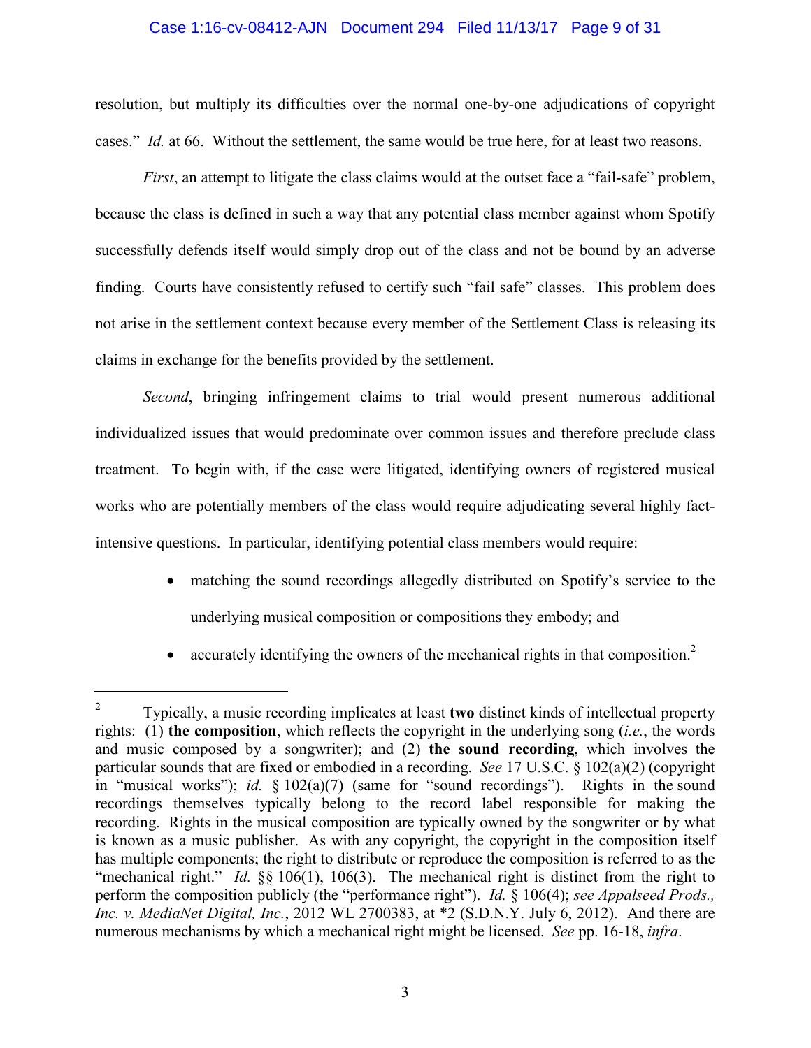resolution, but multiply its difficulties over the normal one-by-one adjudications of copyright cases." *Id.* at 66. Without the settlement, the same would be true here, for at least two reasons.

*First*, an attempt to litigate the class claims would at the outset face a "fail-safe" problem, because the class is defined in such a way that any potential class member against whom Spotify successfully defends itself would simply drop out of the class and not be bound by an adverse finding. Courts have consistently refused to certify such "fail safe" classes. This problem does not arise in the settlement context because every member of the Settlement Class is releasing its claims in exchange for the benefits provided by the settlement.

*Second*, bringing infringement claims to trial would present numerous additional individualized issues that would predominate over common issues and therefore preclude class treatment. To begin with, if the case were litigated, identifying owners of registered musical works who are potentially members of the class would require adjudicating several highly fact-intensive questions. In particular, identifying potential class members would require:

- matching the sound recordings allegedly distributed on Spotify's service to the underlying musical composition or compositions they embody; and
- accurately identifying the owners of the mechanical rights in that composition.[2]

---

[2] Typically, a music recording implicates at least **two** distinct kinds of intellectual property rights: (1) **the composition**, which reflects the copyright in the underlying song (*i.e.*, the words and music composed by a songwriter); and (2) **the sound recording**, which involves the particular sounds that are fixed or embodied in a recording. *See* 17 U.S.C. § 102(a)(2) (copyright in "musical works"); *id.* § 102(a)(7) (same for "sound recordings"). Rights in the sound recordings themselves typically belong to the record label responsible for making the recording. Rights in the musical composition are typically owned by the songwriter or by what is known as a music publisher. As with any copyright, the copyright in the composition itself has multiple components; the right to distribute or reproduce the composition is referred to as the "mechanical right." *Id.* §§ 106(1), 106(3). The mechanical right is distinct from the right to perform the composition publicly (the "performance right"). *Id.* § 106(4); *see Appalseed Prods., Inc. v. MediaNet Digital, Inc.*, 2012 WL 2700383, at *2 (S.D.N.Y. July 6, 2012). And there are numerous mechanisms by which a mechanical right might be licensed. *See* pp. 16-18, *infra*.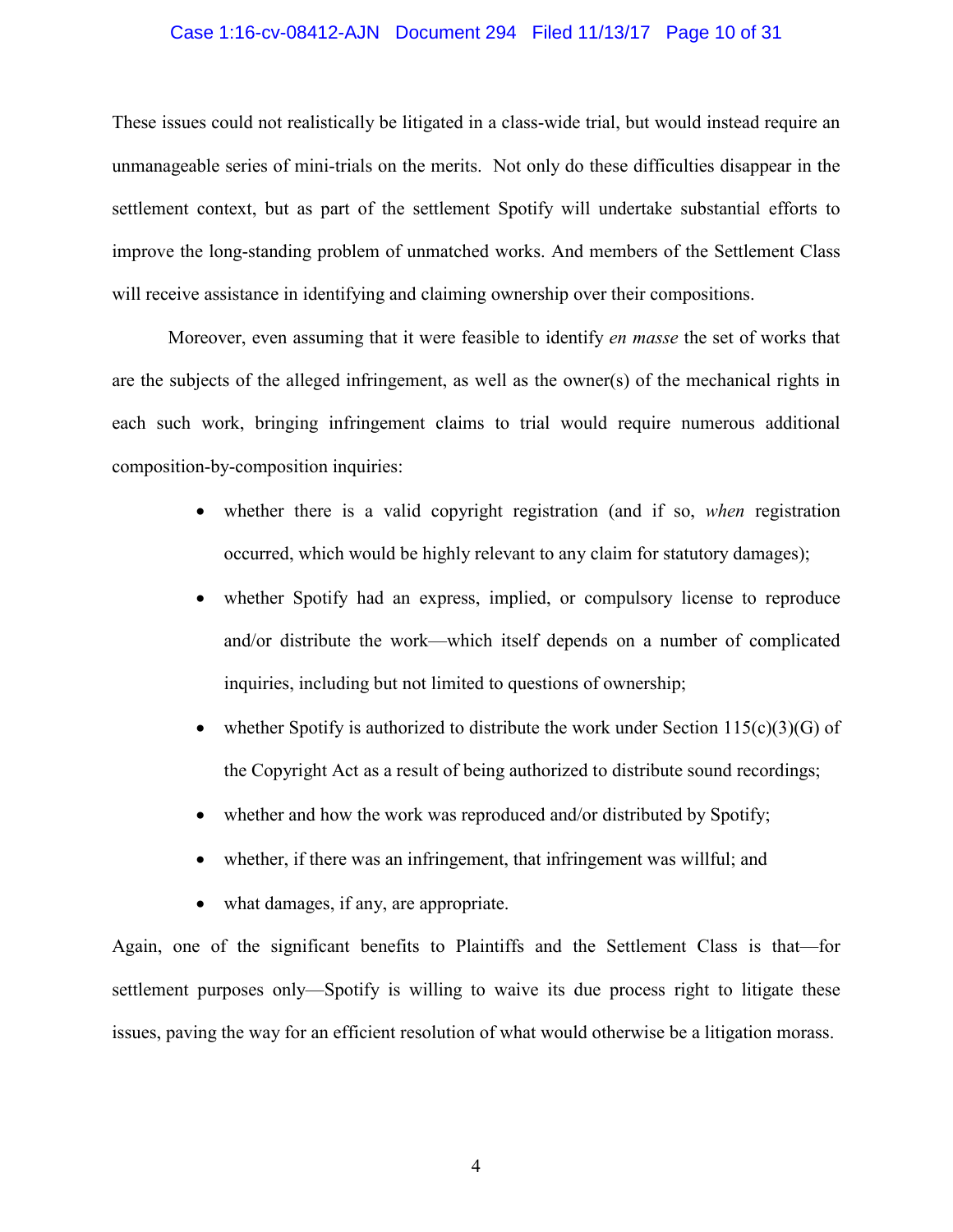These issues could not realistically be litigated in a class-wide trial, but would instead require an unmanageable series of mini-trials on the merits. Not only do these difficulties disappear in the settlement context, but as part of the settlement Spotify will undertake substantial efforts to improve the long-standing problem of unmatched works. And members of the Settlement Class will receive assistance in identifying and claiming ownership over their compositions.

Moreover, even assuming that it were feasible to identify *en masse* the set of works that are the subjects of the alleged infringement, as well as the owner(s) of the mechanical rights in each such work, bringing infringement claims to trial would require numerous additional composition-by-composition inquiries:

- whether there is a valid copyright registration (and if so, *when* registration occurred, which would be highly relevant to any claim for statutory damages);
- whether Spotify had an express, implied, or compulsory license to reproduce and/or distribute the work—which itself depends on a number of complicated inquiries, including but not limited to questions of ownership;
- whether Spotify is authorized to distribute the work under Section 115(c)(3)(G) of the Copyright Act as a result of being authorized to distribute sound recordings;
- whether and how the work was reproduced and/or distributed by Spotify;
- whether, if there was an infringement, that infringement was willful; and
- what damages, if any, are appropriate.

Again, one of the significant benefits to Plaintiffs and the Settlement Class is that—for settlement purposes only—Spotify is willing to waive its due process right to litigate these issues, paving the way for an efficient resolution of what would otherwise be a litigation morass.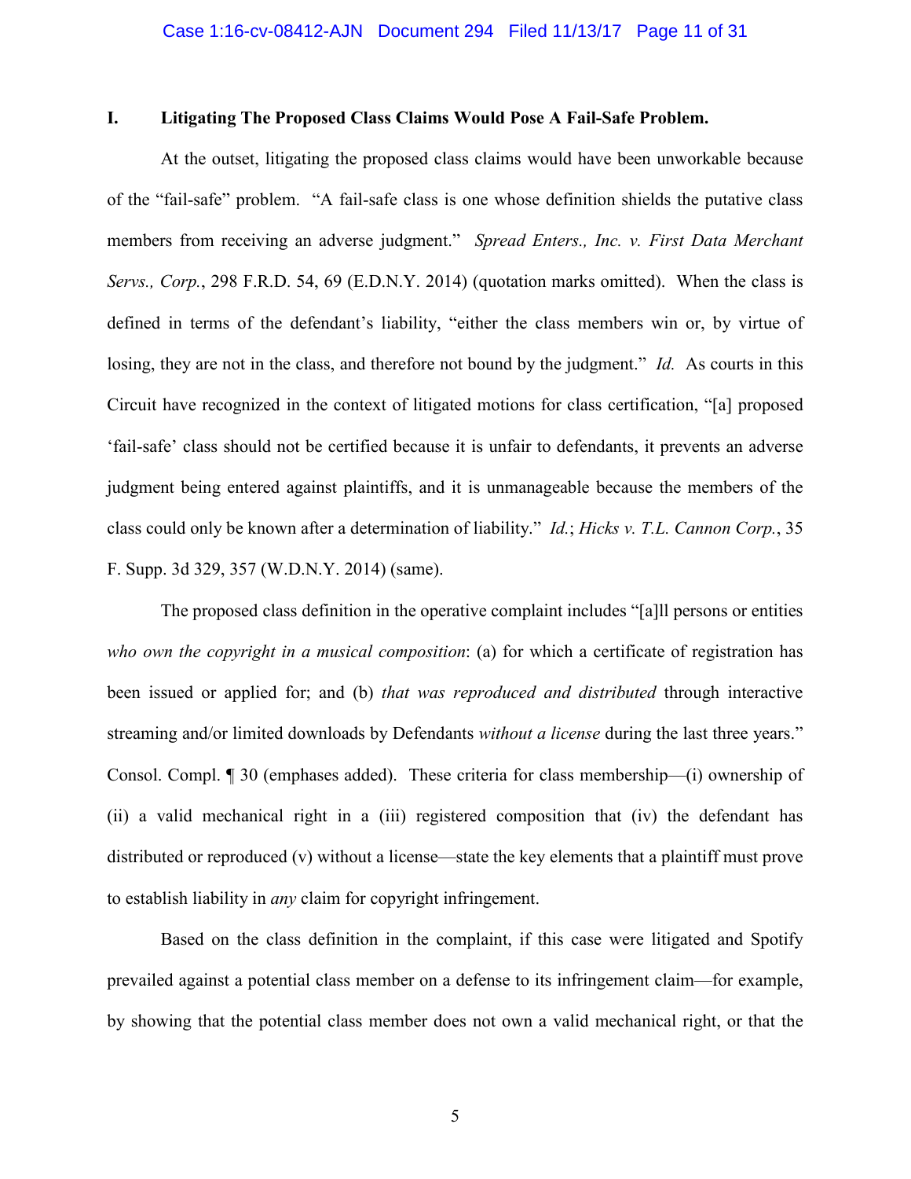## I. Litigating The Proposed Class Claims Would Pose A Fail-Safe Problem.

At the outset, litigating the proposed class claims would have been unworkable because of the "fail-safe" problem. "A fail-safe class is one whose definition shields the putative class members from receiving an adverse judgment." *Spread Enters., Inc. v. First Data Merchant Servs., Corp.*, 298 F.R.D. 54, 69 (E.D.N.Y. 2014) (quotation marks omitted). When the class is defined in terms of the defendant's liability, "either the class members win or, by virtue of losing, they are not in the class, and therefore not bound by the judgment." *Id.* As courts in this Circuit have recognized in the context of litigated motions for class certification, "[a] proposed 'fail-safe' class should not be certified because it is unfair to defendants, it prevents an adverse judgment being entered against plaintiffs, and it is unmanageable because the members of the class could only be known after a determination of liability." *Id.*; *Hicks v. T.L. Cannon Corp.*, 35 F. Supp. 3d 329, 357 (W.D.N.Y. 2014) (same).

The proposed class definition in the operative complaint includes "[a]ll persons or entities *who own the copyright in a musical composition*: (a) for which a certificate of registration has been issued or applied for; and (b) *that was reproduced and distributed* through interactive streaming and/or limited downloads by Defendants *without a license* during the last three years." Consol. Compl. ¶ 30 (emphases added). These criteria for class membership—(i) ownership of (ii) a valid mechanical right in a (iii) registered composition that (iv) the defendant has distributed or reproduced (v) without a license—state the key elements that a plaintiff must prove to establish liability in *any* claim for copyright infringement.

Based on the class definition in the complaint, if this case were litigated and Spotify prevailed against a potential class member on a defense to its infringement claim—for example, by showing that the potential class member does not own a valid mechanical right, or that the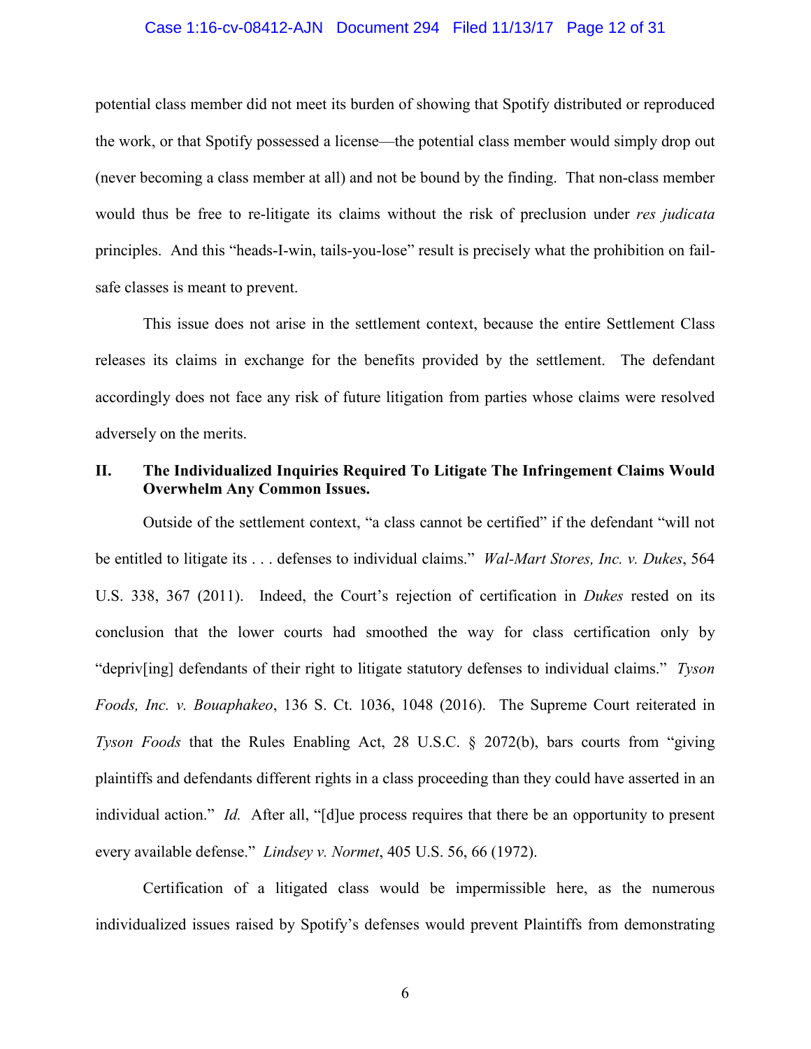potential class member did not meet its burden of showing that Spotify distributed or reproduced the work, or that Spotify possessed a license—the potential class member would simply drop out (never becoming a class member at all) and not be bound by the finding. That non-class member would thus be free to re-litigate its claims without the risk of preclusion under *res judicata* principles. And this "heads-I-win, tails-you-lose" result is precisely what the prohibition on fail-safe classes is meant to prevent.

This issue does not arise in the settlement context, because the entire Settlement Class releases its claims in exchange for the benefits provided by the settlement. The defendant accordingly does not face any risk of future litigation from parties whose claims were resolved adversely on the merits.

## II. The Individualized Inquiries Required To Litigate The Infringement Claims Would Overwhelm Any Common Issues.

Outside of the settlement context, "a class cannot be certified" if the defendant "will not be entitled to litigate its . . . defenses to individual claims." *Wal-Mart Stores, Inc. v. Dukes*, 564 U.S. 338, 367 (2011). Indeed, the Court's rejection of certification in *Dukes* rested on its conclusion that the lower courts had smoothed the way for class certification only by "depriv[ing] defendants of their right to litigate statutory defenses to individual claims." *Tyson Foods, Inc. v. Bouaphakeo*, 136 S. Ct. 1036, 1048 (2016). The Supreme Court reiterated in *Tyson Foods* that the Rules Enabling Act, 28 U.S.C. § 2072(b), bars courts from "giving plaintiffs and defendants different rights in a class proceeding than they could have asserted in an individual action." *Id.* After all, "[d]ue process requires that there be an opportunity to present every available defense." *Lindsey v. Normet*, 405 U.S. 56, 66 (1972).

Certification of a litigated class would be impermissible here, as the numerous individualized issues raised by Spotify's defenses would prevent Plaintiffs from demonstrating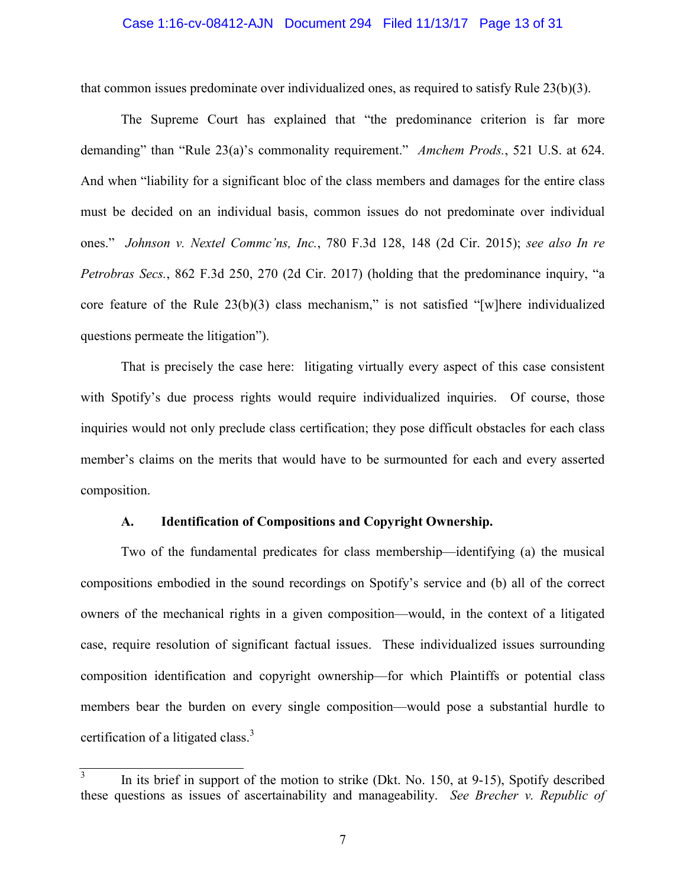that common issues predominate over individualized ones, as required to satisfy Rule 23(b)(3).

The Supreme Court has explained that "the predominance criterion is far more demanding" than "Rule 23(a)'s commonality requirement." *Amchem Prods.*, 521 U.S. at 624. And when "liability for a significant bloc of the class members and damages for the entire class must be decided on an individual basis, common issues do not predominate over individual ones." *Johnson v. Nextel Commc'ns, Inc.*, 780 F.3d 128, 148 (2d Cir. 2015); *see also In re Petrobras Secs.*, 862 F.3d 250, 270 (2d Cir. 2017) (holding that the predominance inquiry, "a core feature of the Rule 23(b)(3) class mechanism," is not satisfied "[w]here individualized questions permeate the litigation").

That is precisely the case here: litigating virtually every aspect of this case consistent with Spotify's due process rights would require individualized inquiries. Of course, those inquiries would not only preclude class certification; they pose difficult obstacles for each class member's claims on the merits that would have to be surmounted for each and every asserted composition.

### A. Identification of Compositions and Copyright Ownership.

Two of the fundamental predicates for class membership—identifying (a) the musical compositions embodied in the sound recordings on Spotify's service and (b) all of the correct owners of the mechanical rights in a given composition—would, in the context of a litigated case, require resolution of significant factual issues. These individualized issues surrounding composition identification and copyright ownership—for which Plaintiffs or potential class members bear the burden on every single composition—would pose a substantial hurdle to certification of a litigated class.[3]

---

[3] In its brief in support of the motion to strike (Dkt. No. 150, at 9-15), Spotify described these questions as issues of ascertainability and manageability. *See Brecher v. Republic of*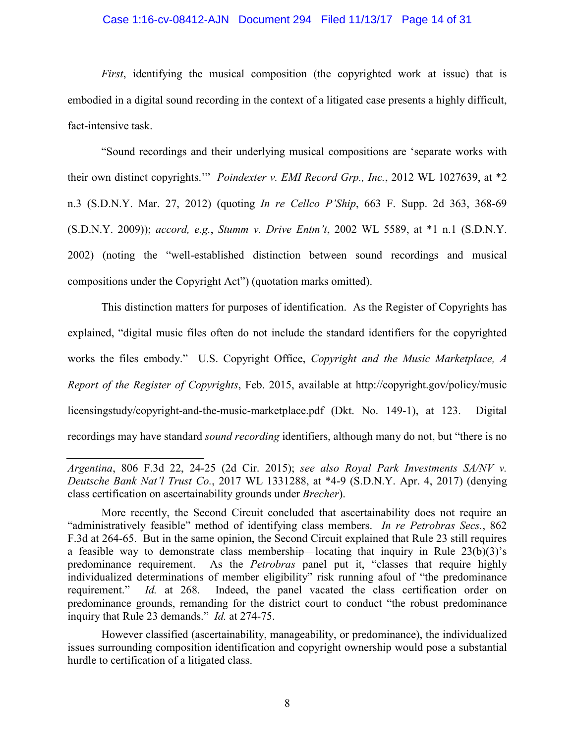*First*, identifying the musical composition (the copyrighted work at issue) that is embodied in a digital sound recording in the context of a litigated case presents a highly difficult, fact-intensive task.

"Sound recordings and their underlying musical compositions are 'separate works with their own distinct copyrights.'" *Poindexter v. EMI Record Grp., Inc.*, 2012 WL 1027639, at *2 n.3 (S.D.N.Y. Mar. 27, 2012) (quoting *In re Cellco P'Ship*, 663 F. Supp. 2d 363, 368-69 (S.D.N.Y. 2009)); *accord, e.g.*, *Stumm v. Drive Entm't*, 2002 WL 5589, at *1 n.1 (S.D.N.Y. 2002) (noting the "well-established distinction between sound recordings and musical compositions under the Copyright Act") (quotation marks omitted).

This distinction matters for purposes of identification. As the Register of Copyrights has explained, "digital music files often do not include the standard identifiers for the copyrighted works the files embody." U.S. Copyright Office, *Copyright and the Music Marketplace, A Report of the Register of Copyrights*, Feb. 2015, available at http://copyright.gov/policy/musiclicensingstudy/copyright-and-the-music-marketplace.pdf (Dkt. No. 149-1), at 123. Digital recordings may have standard *sound recording* identifiers, although many do not, but "there is no

---

*Argentina*, 806 F.3d 22, 24-25 (2d Cir. 2015); *see also Royal Park Investments SA/NV v. Deutsche Bank Nat'l Trust Co.*, 2017 WL 1331288, at *4-9 (S.D.N.Y. Apr. 4, 2017) (denying class certification on ascertainability grounds under *Brecher*).

More recently, the Second Circuit concluded that ascertainability does not require an "administratively feasible" method of identifying class members. *In re Petrobras Secs.*, 862 F.3d at 264-65. But in the same opinion, the Second Circuit explained that Rule 23 still requires a feasible way to demonstrate class membership—locating that inquiry in Rule 23(b)(3)'s predominance requirement. As the *Petrobras* panel put it, "classes that require highly individualized determinations of member eligibility" risk running afoul of "the predominance requirement." *Id.* at 268. Indeed, the panel vacated the class certification order on predominance grounds, remanding for the district court to conduct "the robust predominance inquiry that Rule 23 demands." *Id.* at 274-75.

However classified (ascertainability, manageability, or predominance), the individualized issues surrounding composition identification and copyright ownership would pose a substantial hurdle to certification of a litigated class.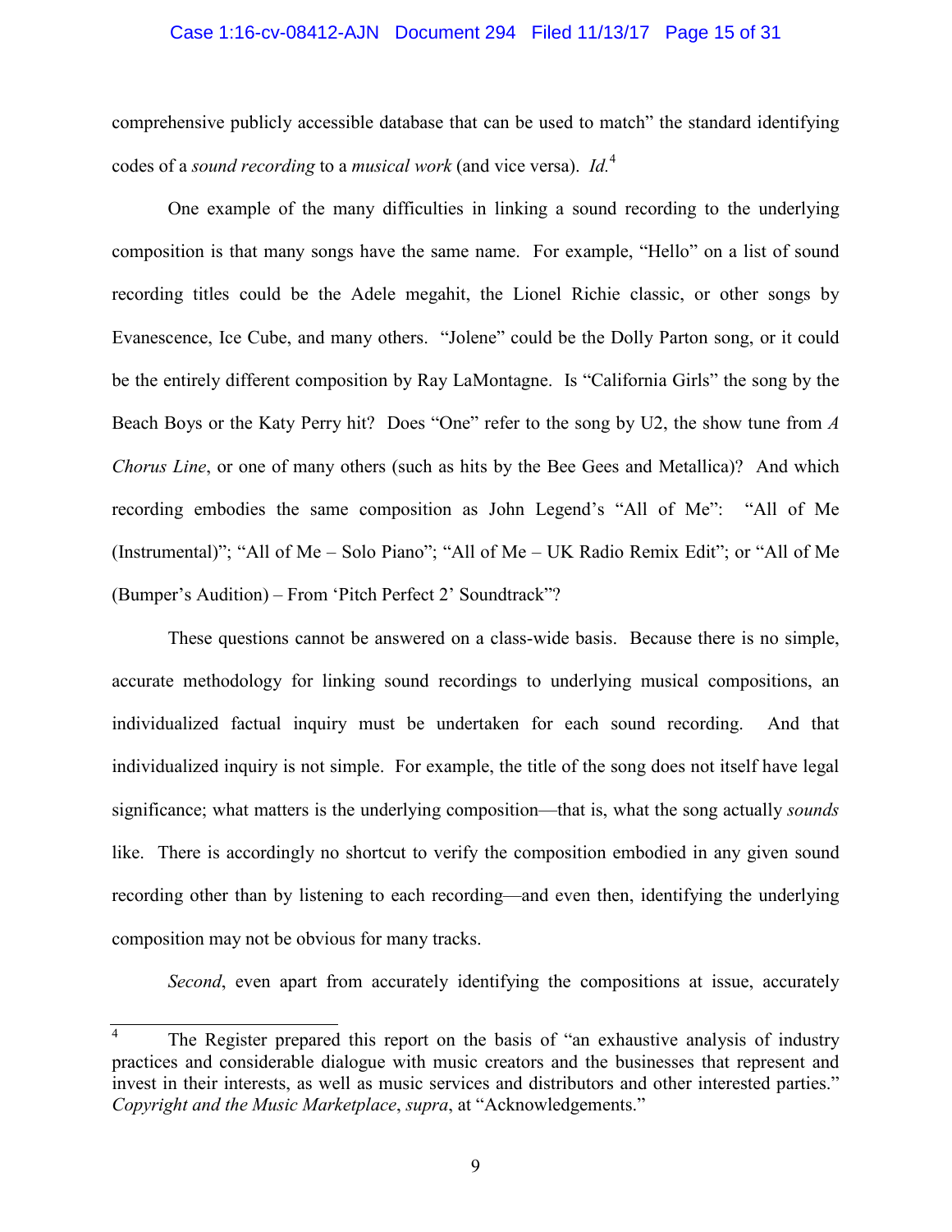comprehensive publicly accessible database that can be used to match" the standard identifying codes of a *sound recording* to a *musical work* (and vice versa). *Id.*[4]

One example of the many difficulties in linking a sound recording to the underlying composition is that many songs have the same name. For example, "Hello" on a list of sound recording titles could be the Adele megahit, the Lionel Richie classic, or other songs by Evanescence, Ice Cube, and many others. "Jolene" could be the Dolly Parton song, or it could be the entirely different composition by Ray LaMontagne. Is "California Girls" the song by the Beach Boys or the Katy Perry hit? Does "One" refer to the song by U2, the show tune from *A Chorus Line*, or one of many others (such as hits by the Bee Gees and Metallica)? And which recording embodies the same composition as John Legend's "All of Me": "All of Me (Instrumental)"; "All of Me – Solo Piano"; "All of Me – UK Radio Remix Edit"; or "All of Me (Bumper's Audition) – From 'Pitch Perfect 2' Soundtrack"?

These questions cannot be answered on a class-wide basis. Because there is no simple, accurate methodology for linking sound recordings to underlying musical compositions, an individualized factual inquiry must be undertaken for each sound recording. And that individualized inquiry is not simple. For example, the title of the song does not itself have legal significance; what matters is the underlying composition—that is, what the song actually *sounds* like. There is accordingly no shortcut to verify the composition embodied in any given sound recording other than by listening to each recording—and even then, identifying the underlying composition may not be obvious for many tracks.

*Second*, even apart from accurately identifying the compositions at issue, accurately

---

[4] The Register prepared this report on the basis of "an exhaustive analysis of industry practices and considerable dialogue with music creators and the businesses that represent and invest in their interests, as well as music services and distributors and other interested parties." *Copyright and the Music Marketplace*, *supra*, at "Acknowledgements."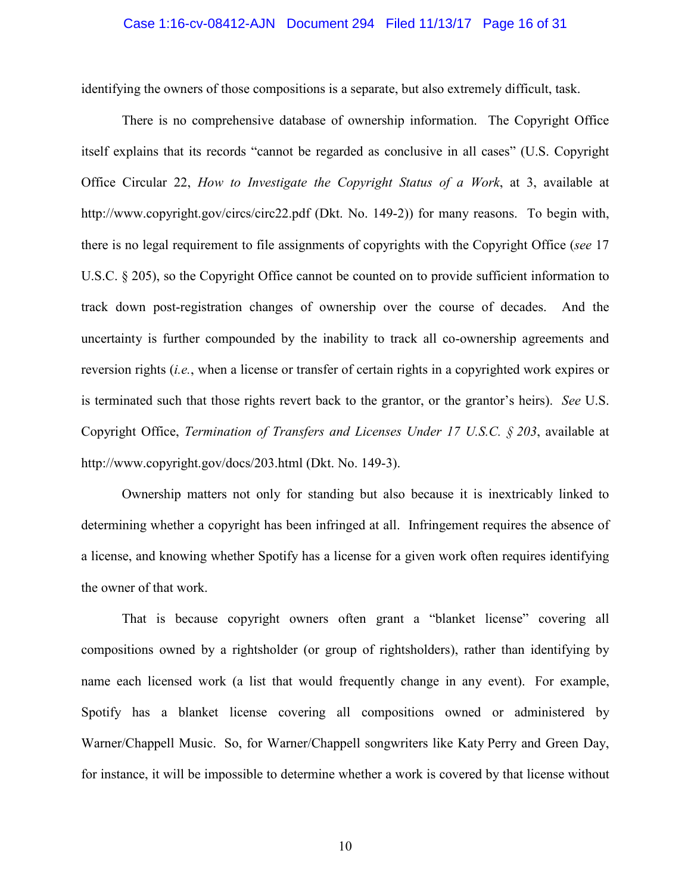identifying the owners of those compositions is a separate, but also extremely difficult, task.

There is no comprehensive database of ownership information. The Copyright Office itself explains that its records "cannot be regarded as conclusive in all cases" (U.S. Copyright Office Circular 22, *How to Investigate the Copyright Status of a Work*, at 3, available at http://www.copyright.gov/circs/circ22.pdf (Dkt. No. 149-2)) for many reasons. To begin with, there is no legal requirement to file assignments of copyrights with the Copyright Office (*see* 17 U.S.C. § 205), so the Copyright Office cannot be counted on to provide sufficient information to track down post-registration changes of ownership over the course of decades. And the uncertainty is further compounded by the inability to track all co-ownership agreements and reversion rights (*i.e.*, when a license or transfer of certain rights in a copyrighted work expires or is terminated such that those rights revert back to the grantor, or the grantor's heirs). *See* U.S. Copyright Office, *Termination of Transfers and Licenses Under 17 U.S.C. § 203*, available at http://www.copyright.gov/docs/203.html (Dkt. No. 149-3).

Ownership matters not only for standing but also because it is inextricably linked to determining whether a copyright has been infringed at all. Infringement requires the absence of a license, and knowing whether Spotify has a license for a given work often requires identifying the owner of that work.

That is because copyright owners often grant a "blanket license" covering all compositions owned by a rightsholder (or group of rightsholders), rather than identifying by name each licensed work (a list that would frequently change in any event). For example, Spotify has a blanket license covering all compositions owned or administered by Warner/Chappell Music. So, for Warner/Chappell songwriters like Katy Perry and Green Day, for instance, it will be impossible to determine whether a work is covered by that license without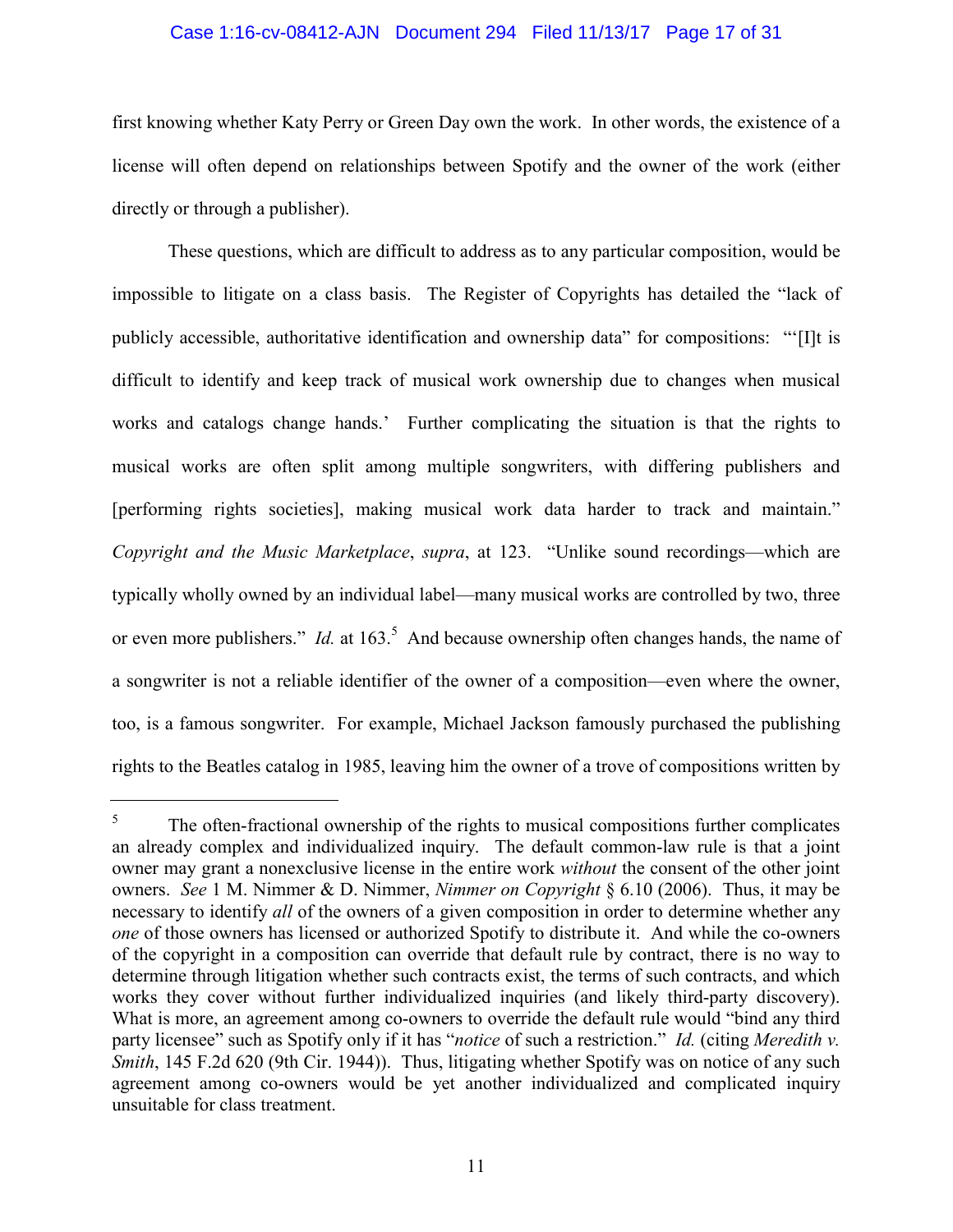first knowing whether Katy Perry or Green Day own the work. In other words, the existence of a license will often depend on relationships between Spotify and the owner of the work (either directly or through a publisher).

These questions, which are difficult to address as to any particular composition, would be impossible to litigate on a class basis. The Register of Copyrights has detailed the "lack of publicly accessible, authoritative identification and ownership data" for compositions: "'[I]t is difficult to identify and keep track of musical work ownership due to changes when musical works and catalogs change hands.' Further complicating the situation is that the rights to musical works are often split among multiple songwriters, with differing publishers and [performing rights societies], making musical work data harder to track and maintain." *Copyright and the Music Marketplace*, *supra*, at 123. "Unlike sound recordings—which are typically wholly owned by an individual label—many musical works are controlled by two, three or even more publishers." *Id.* at 163.[5] And because ownership often changes hands, the name of a songwriter is not a reliable identifier of the owner of a composition—even where the owner, too, is a famous songwriter. For example, Michael Jackson famously purchased the publishing rights to the Beatles catalog in 1985, leaving him the owner of a trove of compositions written by

---

[5] The often-fractional ownership of the rights to musical compositions further complicates an already complex and individualized inquiry. The default common-law rule is that a joint owner may grant a nonexclusive license in the entire work *without* the consent of the other joint owners. *See* 1 M. Nimmer & D. Nimmer, *Nimmer on Copyright* § 6.10 (2006). Thus, it may be necessary to identify *all* of the owners of a given composition in order to determine whether any *one* of those owners has licensed or authorized Spotify to distribute it. And while the co-owners of the copyright in a composition can override that default rule by contract, there is no way to determine through litigation whether such contracts exist, the terms of such contracts, and which works they cover without further individualized inquiries (and likely third-party discovery). What is more, an agreement among co-owners to override the default rule would "bind any third party licensee" such as Spotify only if it has "*notice* of such a restriction." *Id.* (citing *Meredith v. Smith*, 145 F.2d 620 (9th Cir. 1944)). Thus, litigating whether Spotify was on notice of any such agreement among co-owners would be yet another individualized and complicated inquiry unsuitable for class treatment.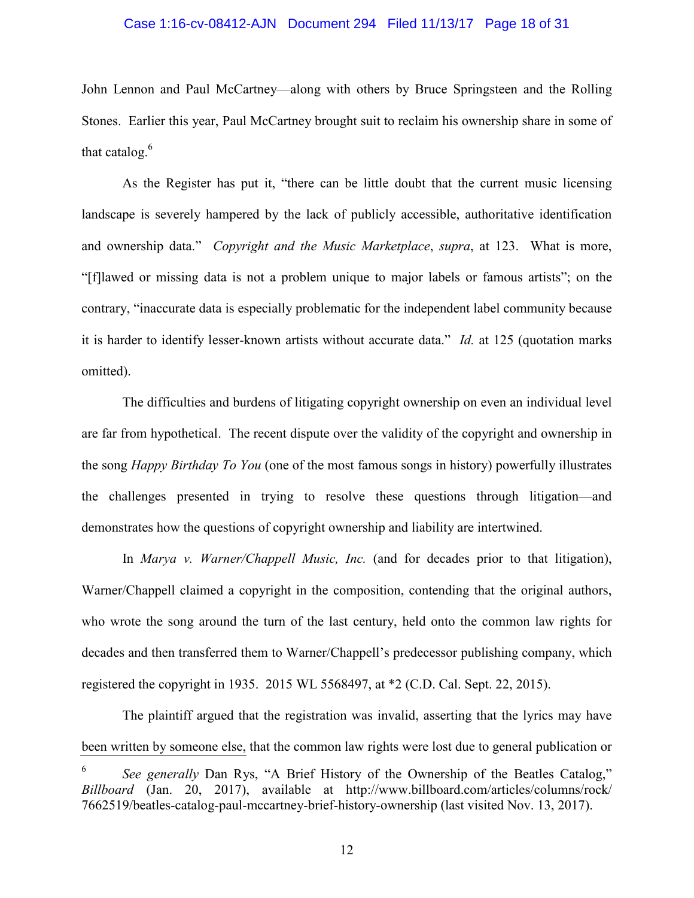John Lennon and Paul McCartney—along with others by Bruce Springsteen and the Rolling Stones. Earlier this year, Paul McCartney brought suit to reclaim his ownership share in some of that catalog.[6]

As the Register has put it, "there can be little doubt that the current music licensing landscape is severely hampered by the lack of publicly accessible, authoritative identification and ownership data." *Copyright and the Music Marketplace*, *supra*, at 123. What is more, "[f]lawed or missing data is not a problem unique to major labels or famous artists"; on the contrary, "inaccurate data is especially problematic for the independent label community because it is harder to identify lesser-known artists without accurate data." *Id.* at 125 (quotation marks omitted).

The difficulties and burdens of litigating copyright ownership on even an individual level are far from hypothetical. The recent dispute over the validity of the copyright and ownership in the song *Happy Birthday To You* (one of the most famous songs in history) powerfully illustrates the challenges presented in trying to resolve these questions through litigation—and demonstrates how the questions of copyright ownership and liability are intertwined.

In *Marya v. Warner/Chappell Music, Inc.* (and for decades prior to that litigation), Warner/Chappell claimed a copyright in the composition, contending that the original authors, who wrote the song around the turn of the last century, held onto the common law rights for decades and then transferred them to Warner/Chappell's predecessor publishing company, which registered the copyright in 1935. 2015 WL 5568497, at *2 (C.D. Cal. Sept. 22, 2015).

The plaintiff argued that the registration was invalid, asserting that the lyrics may have been written by someone else, that the common law rights were lost due to general publication or

---

[6] *See generally* Dan Rys, "A Brief History of the Ownership of the Beatles Catalog," *Billboard* (Jan. 20, 2017), available at http://www.billboard.com/articles/columns/rock/7662519/beatles-catalog-paul-mccartney-brief-history-ownership (last visited Nov. 13, 2017).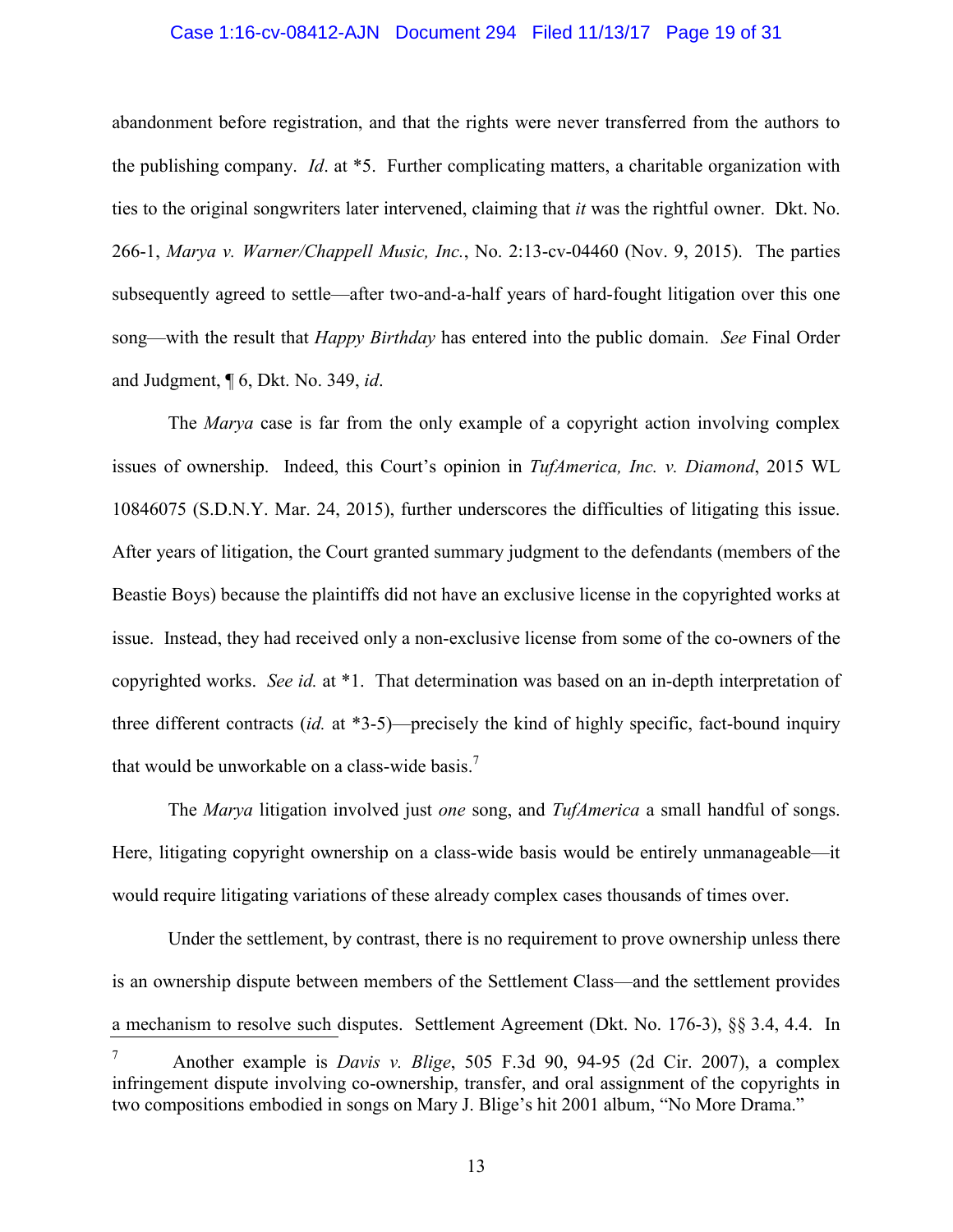abandonment before registration, and that the rights were never transferred from the authors to the publishing company. *Id*. at *5. Further complicating matters, a charitable organization with ties to the original songwriters later intervened, claiming that *it* was the rightful owner. Dkt. No. 266-1, *Marya v. Warner/Chappell Music, Inc.*, No. 2:13-cv-04460 (Nov. 9, 2015). The parties subsequently agreed to settle—after two-and-a-half years of hard-fought litigation over this one song—with the result that *Happy Birthday* has entered into the public domain. *See* Final Order and Judgment, ¶ 6, Dkt. No. 349, *id*.

The *Marya* case is far from the only example of a copyright action involving complex issues of ownership. Indeed, this Court's opinion in *TufAmerica, Inc. v. Diamond*, 2015 WL 10846075 (S.D.N.Y. Mar. 24, 2015), further underscores the difficulties of litigating this issue. After years of litigation, the Court granted summary judgment to the defendants (members of the Beastie Boys) because the plaintiffs did not have an exclusive license in the copyrighted works at issue. Instead, they had received only a non-exclusive license from some of the co-owners of the copyrighted works. *See id.* at *1. That determination was based on an in-depth interpretation of three different contracts (*id.* at *3-5)—precisely the kind of highly specific, fact-bound inquiry that would be unworkable on a class-wide basis.[7]

The *Marya* litigation involved just *one* song, and *TufAmerica* a small handful of songs. Here, litigating copyright ownership on a class-wide basis would be entirely unmanageable—it would require litigating variations of these already complex cases thousands of times over.

Under the settlement, by contrast, there is no requirement to prove ownership unless there is an ownership dispute between members of the Settlement Class—and the settlement provides a mechanism to resolve such disputes. Settlement Agreement (Dkt. No. 176-3), §§ 3.4, 4.4. In

[7] Another example is *Davis v. Blige*, 505 F.3d 90, 94-95 (2d Cir. 2007), a complex infringement dispute involving co-ownership, transfer, and oral assignment of the copyrights in two compositions embodied in songs on Mary J. Blige's hit 2001 album, "No More Drama."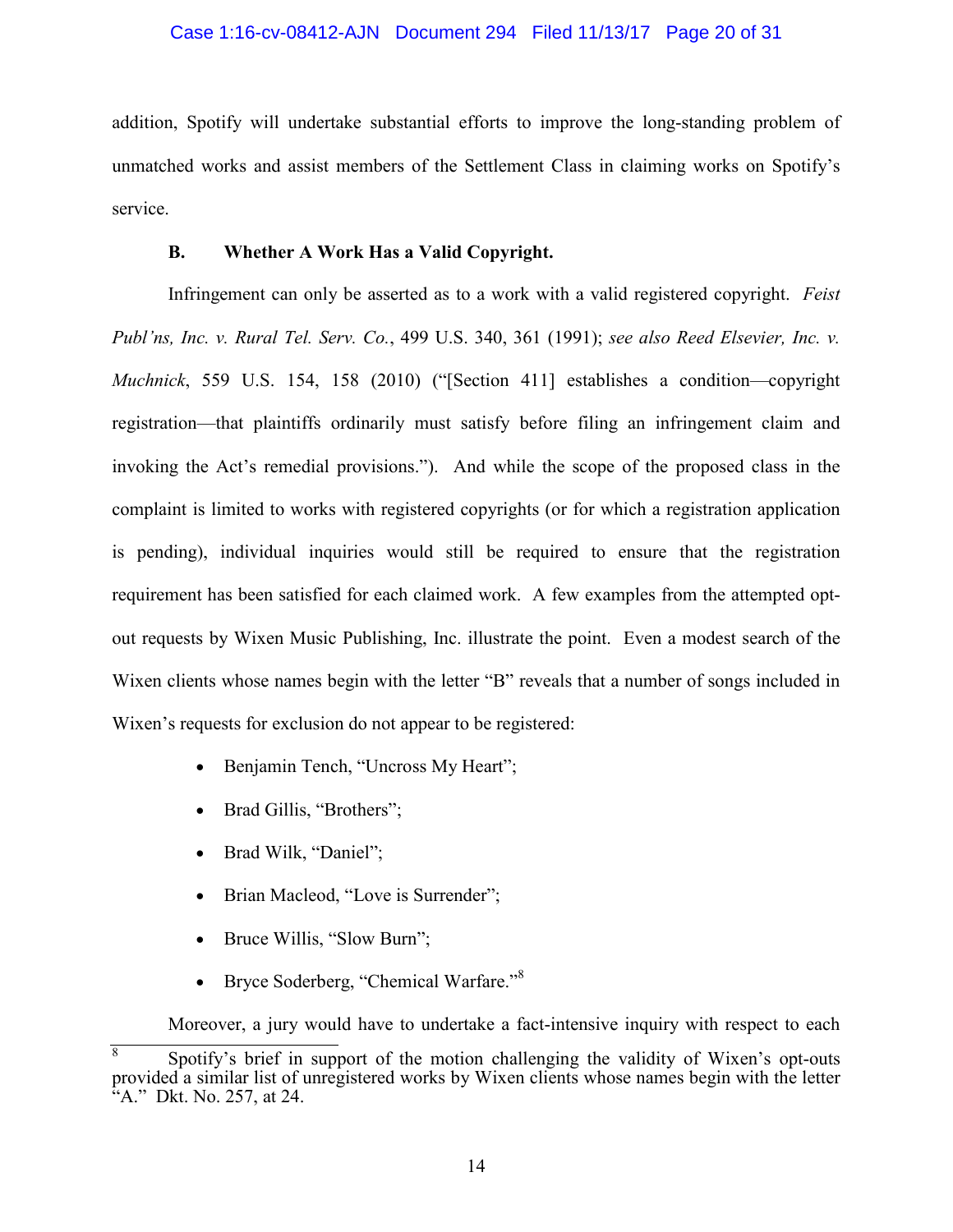addition, Spotify will undertake substantial efforts to improve the long-standing problem of unmatched works and assist members of the Settlement Class in claiming works on Spotify's service.

### B. Whether A Work Has a Valid Copyright.

Infringement can only be asserted as to a work with a valid registered copyright. *Feist Publ'ns, Inc. v. Rural Tel. Serv. Co.*, 499 U.S. 340, 361 (1991); *see also Reed Elsevier, Inc. v. Muchnick*, 559 U.S. 154, 158 (2010) ("[Section 411] establishes a condition—copyright registration—that plaintiffs ordinarily must satisfy before filing an infringement claim and invoking the Act's remedial provisions."). And while the scope of the proposed class in the complaint is limited to works with registered copyrights (or for which a registration application is pending), individual inquiries would still be required to ensure that the registration requirement has been satisfied for each claimed work. A few examples from the attempted opt-out requests by Wixen Music Publishing, Inc. illustrate the point. Even a modest search of the Wixen clients whose names begin with the letter "B" reveals that a number of songs included in Wixen's requests for exclusion do not appear to be registered:

- Benjamin Tench, "Uncross My Heart";
- Brad Gillis, "Brothers";
- Brad Wilk, "Daniel";
- Brian Macleod, "Love is Surrender";
- Bruce Willis, "Slow Burn";
- Bryce Soderberg, "Chemical Warfare."[8]

Moreover, a jury would have to undertake a fact-intensive inquiry with respect to each

[8] Spotify's brief in support of the motion challenging the validity of Wixen's opt-outs provided a similar list of unregistered works by Wixen clients whose names begin with the letter "A." Dkt. No. 257, at 24.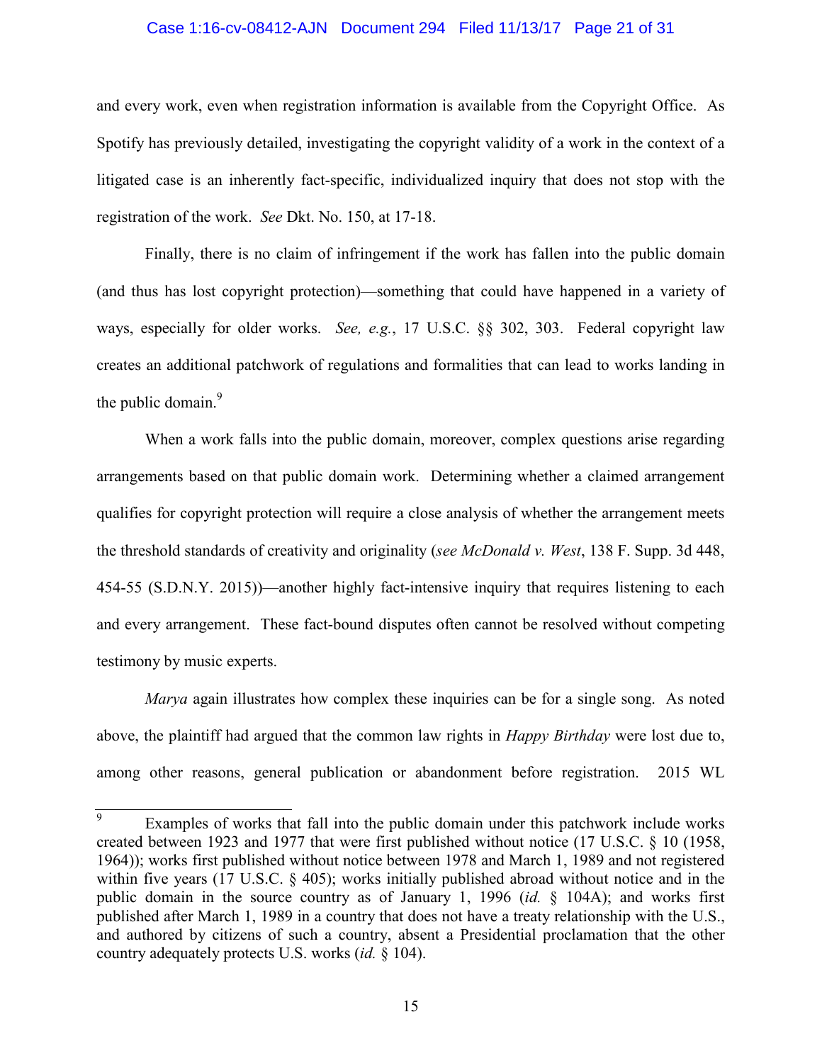and every work, even when registration information is available from the Copyright Office. As Spotify has previously detailed, investigating the copyright validity of a work in the context of a litigated case is an inherently fact-specific, individualized inquiry that does not stop with the registration of the work. *See* Dkt. No. 150, at 17-18.

Finally, there is no claim of infringement if the work has fallen into the public domain (and thus has lost copyright protection)—something that could have happened in a variety of ways, especially for older works. *See, e.g.*, 17 U.S.C. §§ 302, 303. Federal copyright law creates an additional patchwork of regulations and formalities that can lead to works landing in the public domain.[9]

When a work falls into the public domain, moreover, complex questions arise regarding arrangements based on that public domain work. Determining whether a claimed arrangement qualifies for copyright protection will require a close analysis of whether the arrangement meets the threshold standards of creativity and originality (*see McDonald v. West*, 138 F. Supp. 3d 448, 454-55 (S.D.N.Y. 2015))—another highly fact-intensive inquiry that requires listening to each and every arrangement. These fact-bound disputes often cannot be resolved without competing testimony by music experts.

*Marya* again illustrates how complex these inquiries can be for a single song. As noted above, the plaintiff had argued that the common law rights in *Happy Birthday* were lost due to, among other reasons, general publication or abandonment before registration. 2015 WL

---

[9] Examples of works that fall into the public domain under this patchwork include works created between 1923 and 1977 that were first published without notice (17 U.S.C. § 10 (1958, 1964)); works first published without notice between 1978 and March 1, 1989 and not registered within five years (17 U.S.C. § 405); works initially published abroad without notice and in the public domain in the source country as of January 1, 1996 (*id.* § 104A); and works first published after March 1, 1989 in a country that does not have a treaty relationship with the U.S., and authored by citizens of such a country, absent a Presidential proclamation that the other country adequately protects U.S. works (*id.* § 104).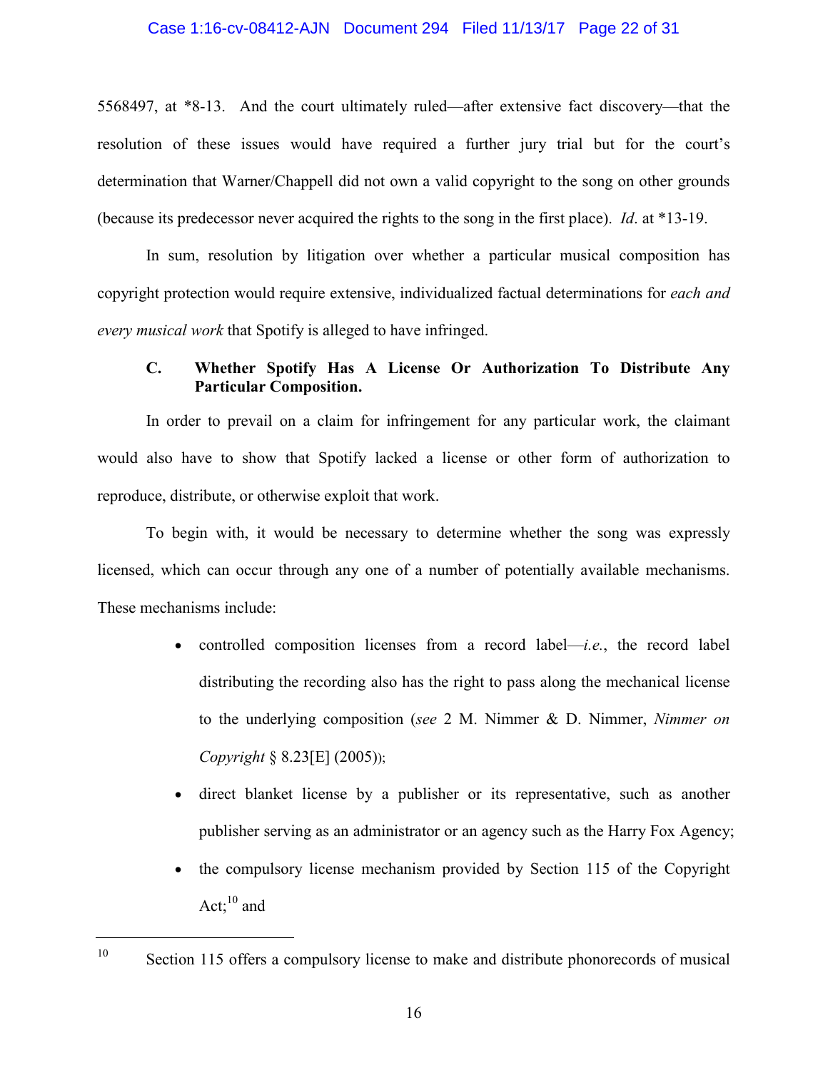5568497, at *8-13. And the court ultimately ruled—after extensive fact discovery—that the resolution of these issues would have required a further jury trial but for the court's determination that Warner/Chappell did not own a valid copyright to the song on other grounds (because its predecessor never acquired the rights to the song in the first place). *Id*. at *13-19.

In sum, resolution by litigation over whether a particular musical composition has copyright protection would require extensive, individualized factual determinations for *each and every musical work* that Spotify is alleged to have infringed.

### C. Whether Spotify Has A License Or Authorization To Distribute Any Particular Composition.

In order to prevail on a claim for infringement for any particular work, the claimant would also have to show that Spotify lacked a license or other form of authorization to reproduce, distribute, or otherwise exploit that work.

To begin with, it would be necessary to determine whether the song was expressly licensed, which can occur through any one of a number of potentially available mechanisms. These mechanisms include:

- controlled composition licenses from a record label—*i.e.*, the record label distributing the recording also has the right to pass along the mechanical license to the underlying composition (*see* 2 M. Nimmer & D. Nimmer, *Nimmer on Copyright* § 8.23[E] (2005));
- direct blanket license by a publisher or its representative, such as another publisher serving as an administrator or an agency such as the Harry Fox Agency;
- the compulsory license mechanism provided by Section 115 of the Copyright Act;[10] and

---

[10] Section 115 offers a compulsory license to make and distribute phonorecords of musical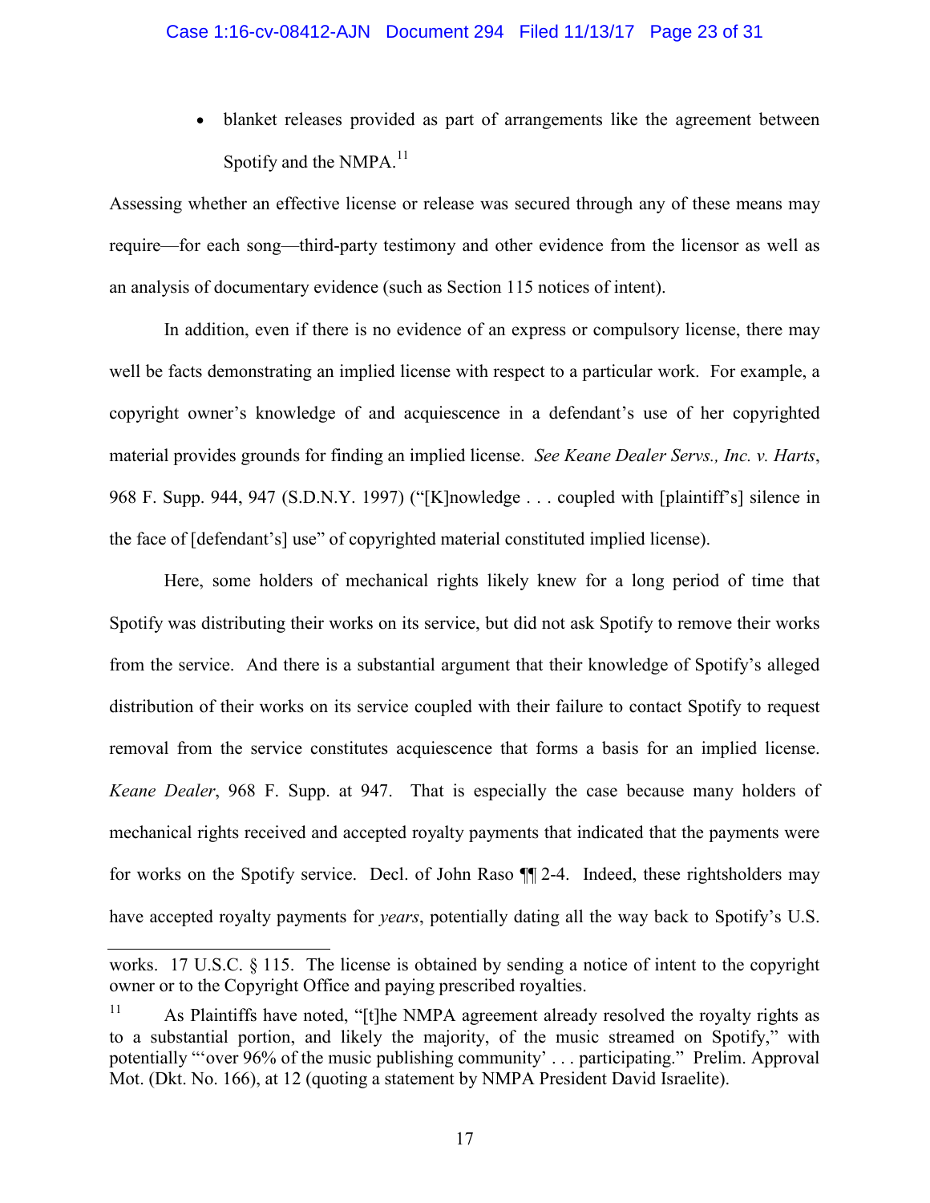- blanket releases provided as part of arrangements like the agreement between Spotify and the NMPA.[11]

Assessing whether an effective license or release was secured through any of these means may require—for each song—third-party testimony and other evidence from the licensor as well as an analysis of documentary evidence (such as Section 115 notices of intent).

In addition, even if there is no evidence of an express or compulsory license, there may well be facts demonstrating an implied license with respect to a particular work. For example, a copyright owner's knowledge of and acquiescence in a defendant's use of her copyrighted material provides grounds for finding an implied license. *See Keane Dealer Servs., Inc. v. Harts*, 968 F. Supp. 944, 947 (S.D.N.Y. 1997) ("[K]nowledge . . . coupled with [plaintiff's] silence in the face of [defendant's] use" of copyrighted material constituted implied license).

Here, some holders of mechanical rights likely knew for a long period of time that Spotify was distributing their works on its service, but did not ask Spotify to remove their works from the service. And there is a substantial argument that their knowledge of Spotify's alleged distribution of their works on its service coupled with their failure to contact Spotify to request removal from the service constitutes acquiescence that forms a basis for an implied license. *Keane Dealer*, 968 F. Supp. at 947. That is especially the case because many holders of mechanical rights received and accepted royalty payments that indicated that the payments were for works on the Spotify service. Decl. of John Raso ¶¶ 2-4. Indeed, these rightsholders may have accepted royalty payments for *years*, potentially dating all the way back to Spotify's U.S.

---

works. 17 U.S.C. § 115. The license is obtained by sending a notice of intent to the copyright owner or to the Copyright Office and paying prescribed royalties.

[11] As Plaintiffs have noted, "[t]he NMPA agreement already resolved the royalty rights as to a substantial portion, and likely the majority, of the music streamed on Spotify," with potentially "'over 96% of the music publishing community' . . . participating." Prelim. Approval Mot. (Dkt. No. 166), at 12 (quoting a statement by NMPA President David Israelite).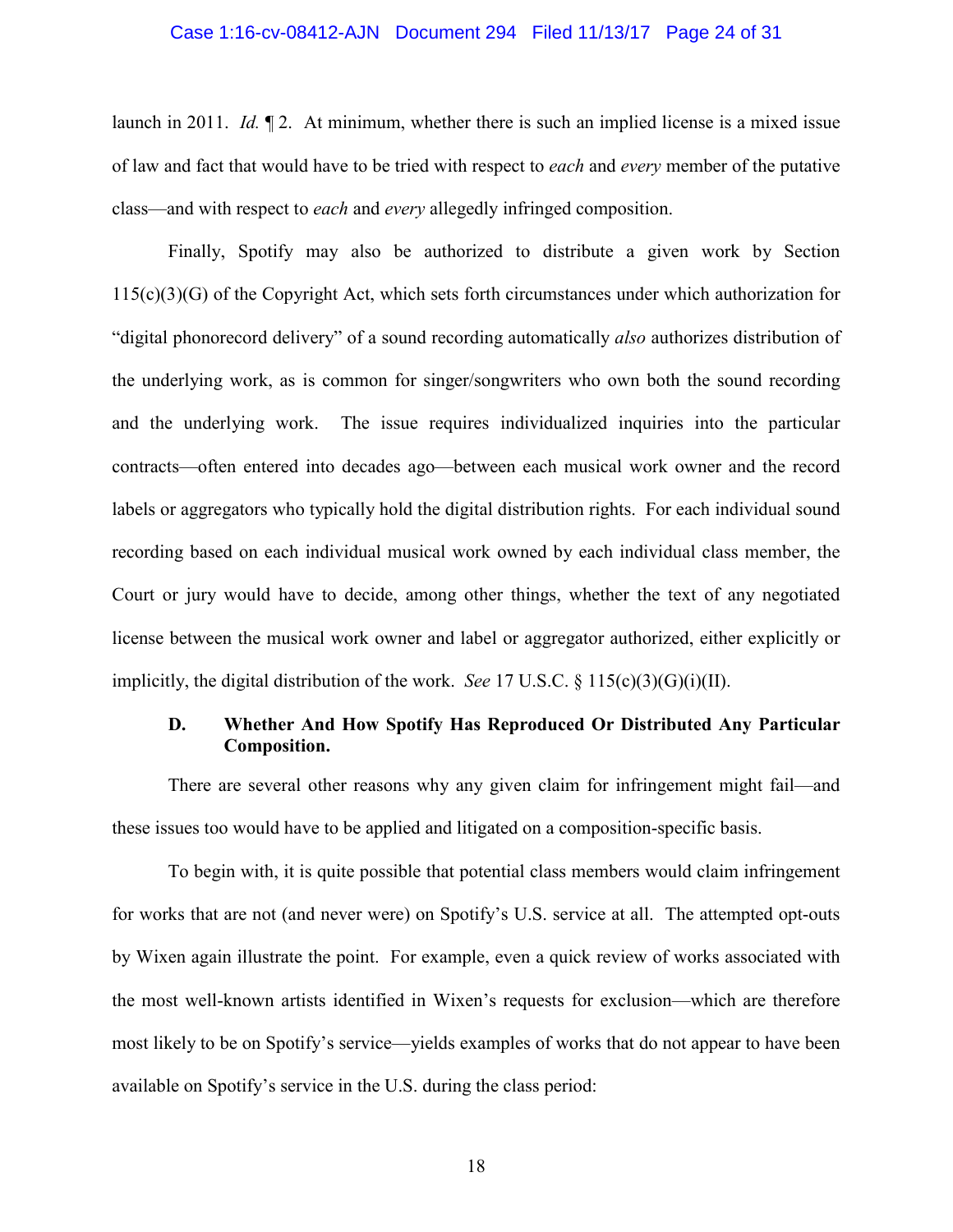launch in 2011. *Id.* ¶ 2. At minimum, whether there is such an implied license is a mixed issue of law and fact that would have to be tried with respect to *each* and *every* member of the putative class—and with respect to *each* and *every* allegedly infringed composition.

Finally, Spotify may also be authorized to distribute a given work by Section 115(c)(3)(G) of the Copyright Act, which sets forth circumstances under which authorization for "digital phonorecord delivery" of a sound recording automatically *also* authorizes distribution of the underlying work, as is common for singer/songwriters who own both the sound recording and the underlying work. The issue requires individualized inquiries into the particular contracts—often entered into decades ago—between each musical work owner and the record labels or aggregators who typically hold the digital distribution rights. For each individual sound recording based on each individual musical work owned by each individual class member, the Court or jury would have to decide, among other things, whether the text of any negotiated license between the musical work owner and label or aggregator authorized, either explicitly or implicitly, the digital distribution of the work. *See* 17 U.S.C. § 115(c)(3)(G)(i)(II).

### D. Whether And How Spotify Has Reproduced Or Distributed Any Particular Composition.

There are several other reasons why any given claim for infringement might fail—and these issues too would have to be applied and litigated on a composition-specific basis.

To begin with, it is quite possible that potential class members would claim infringement for works that are not (and never were) on Spotify's U.S. service at all. The attempted opt-outs by Wixen again illustrate the point. For example, even a quick review of works associated with the most well-known artists identified in Wixen's requests for exclusion—which are therefore most likely to be on Spotify's service—yields examples of works that do not appear to have been available on Spotify's service in the U.S. during the class period: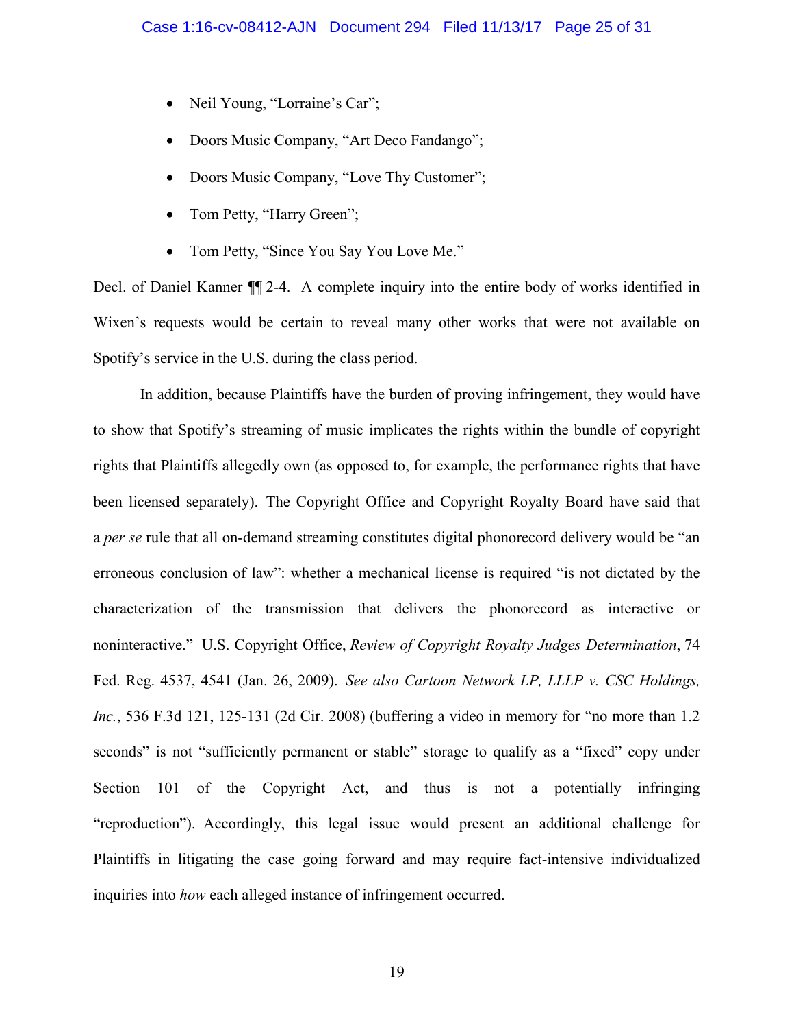- Neil Young, "Lorraine's Car";
- Doors Music Company, "Art Deco Fandango";
- Doors Music Company, "Love Thy Customer";
- Tom Petty, "Harry Green";
- Tom Petty, "Since You Say You Love Me."

Decl. of Daniel Kanner ¶¶ 2-4. A complete inquiry into the entire body of works identified in Wixen's requests would be certain to reveal many other works that were not available on Spotify's service in the U.S. during the class period.

In addition, because Plaintiffs have the burden of proving infringement, they would have to show that Spotify's streaming of music implicates the rights within the bundle of copyright rights that Plaintiffs allegedly own (as opposed to, for example, the performance rights that have been licensed separately). The Copyright Office and Copyright Royalty Board have said that a *per se* rule that all on-demand streaming constitutes digital phonorecord delivery would be "an erroneous conclusion of law": whether a mechanical license is required "is not dictated by the characterization of the transmission that delivers the phonorecord as interactive or noninteractive." U.S. Copyright Office, *Review of Copyright Royalty Judges Determination*, 74 Fed. Reg. 4537, 4541 (Jan. 26, 2009). *See also Cartoon Network LP, LLLP v. CSC Holdings, Inc.*, 536 F.3d 121, 125-131 (2d Cir. 2008) (buffering a video in memory for "no more than 1.2 seconds" is not "sufficiently permanent or stable" storage to qualify as a "fixed" copy under Section 101 of the Copyright Act, and thus is not a potentially infringing "reproduction"). Accordingly, this legal issue would present an additional challenge for Plaintiffs in litigating the case going forward and may require fact-intensive individualized inquiries into *how* each alleged instance of infringement occurred.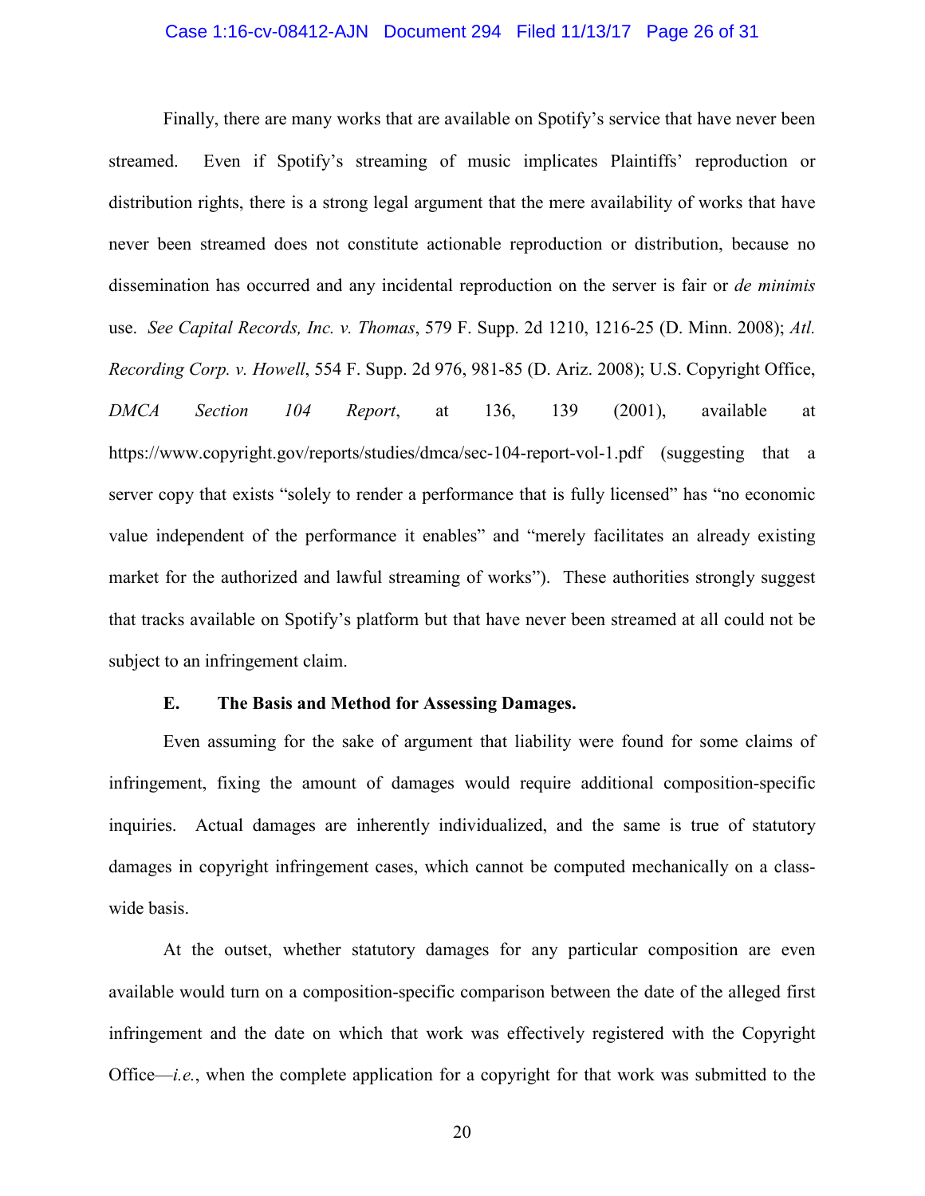Finally, there are many works that are available on Spotify's service that have never been streamed. Even if Spotify's streaming of music implicates Plaintiffs' reproduction or distribution rights, there is a strong legal argument that the mere availability of works that have never been streamed does not constitute actionable reproduction or distribution, because no dissemination has occurred and any incidental reproduction on the server is fair or *de minimis* use. *See Capital Records, Inc. v. Thomas*, 579 F. Supp. 2d 1210, 1216-25 (D. Minn. 2008); *Atl. Recording Corp. v. Howell*, 554 F. Supp. 2d 976, 981-85 (D. Ariz. 2008); U.S. Copyright Office, *DMCA Section 104 Report*, at 136, 139 (2001), available at https://www.copyright.gov/reports/studies/dmca/sec-104-report-vol-1.pdf (suggesting that a server copy that exists "solely to render a performance that is fully licensed" has "no economic value independent of the performance it enables" and "merely facilitates an already existing market for the authorized and lawful streaming of works"). These authorities strongly suggest that tracks available on Spotify's platform but that have never been streamed at all could not be subject to an infringement claim.

### E. The Basis and Method for Assessing Damages.

Even assuming for the sake of argument that liability were found for some claims of infringement, fixing the amount of damages would require additional composition-specific inquiries. Actual damages are inherently individualized, and the same is true of statutory damages in copyright infringement cases, which cannot be computed mechanically on a class-wide basis.

At the outset, whether statutory damages for any particular composition are even available would turn on a composition-specific comparison between the date of the alleged first infringement and the date on which that work was effectively registered with the Copyright Office—*i.e.*, when the complete application for a copyright for that work was submitted to the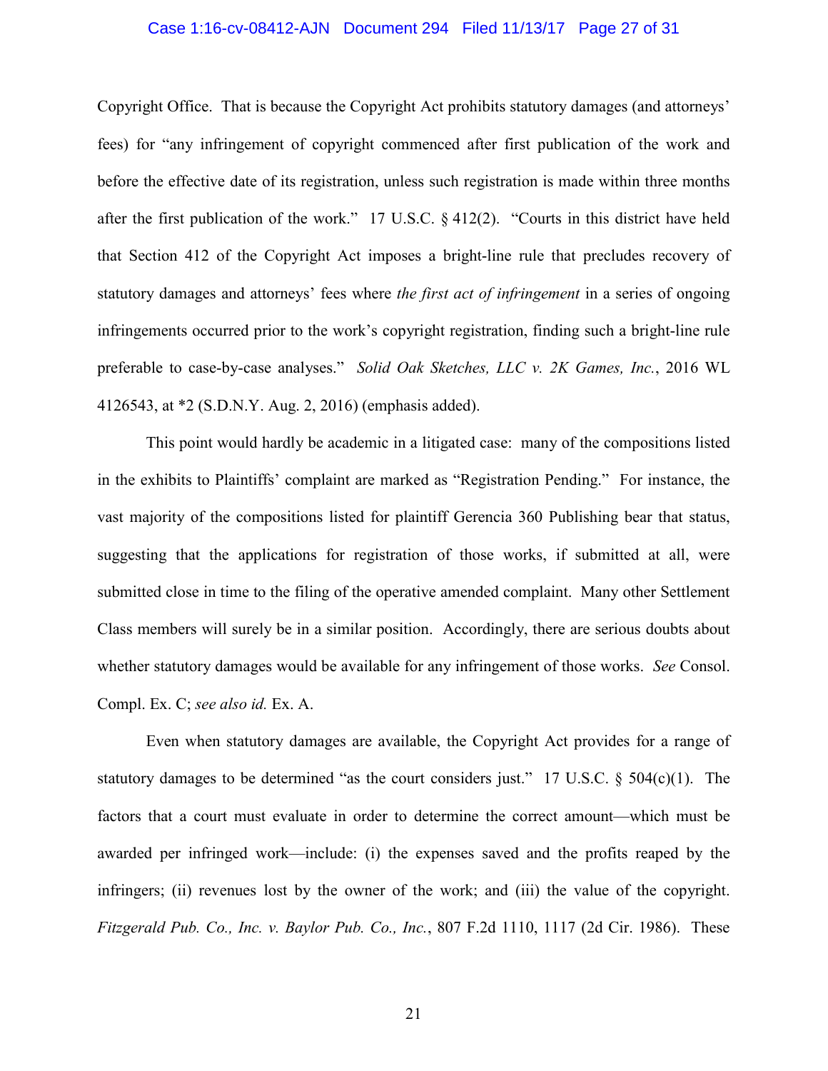Copyright Office. That is because the Copyright Act prohibits statutory damages (and attorneys' fees) for "any infringement of copyright commenced after first publication of the work and before the effective date of its registration, unless such registration is made within three months after the first publication of the work." 17 U.S.C. § 412(2). "Courts in this district have held that Section 412 of the Copyright Act imposes a bright-line rule that precludes recovery of statutory damages and attorneys' fees where *the first act of infringement* in a series of ongoing infringements occurred prior to the work's copyright registration, finding such a bright-line rule preferable to case-by-case analyses." *Solid Oak Sketches, LLC v. 2K Games, Inc.*, 2016 WL 4126543, at *2 (S.D.N.Y. Aug. 2, 2016) (emphasis added).

This point would hardly be academic in a litigated case: many of the compositions listed in the exhibits to Plaintiffs' complaint are marked as "Registration Pending." For instance, the vast majority of the compositions listed for plaintiff Gerencia 360 Publishing bear that status, suggesting that the applications for registration of those works, if submitted at all, were submitted close in time to the filing of the operative amended complaint. Many other Settlement Class members will surely be in a similar position. Accordingly, there are serious doubts about whether statutory damages would be available for any infringement of those works. *See* Consol. Compl. Ex. C; *see also id.* Ex. A.

Even when statutory damages are available, the Copyright Act provides for a range of statutory damages to be determined "as the court considers just." 17 U.S.C. § 504(c)(1). The factors that a court must evaluate in order to determine the correct amount—which must be awarded per infringed work—include: (i) the expenses saved and the profits reaped by the infringers; (ii) revenues lost by the owner of the work; and (iii) the value of the copyright. *Fitzgerald Pub. Co., Inc. v. Baylor Pub. Co., Inc.*, 807 F.2d 1110, 1117 (2d Cir. 1986). These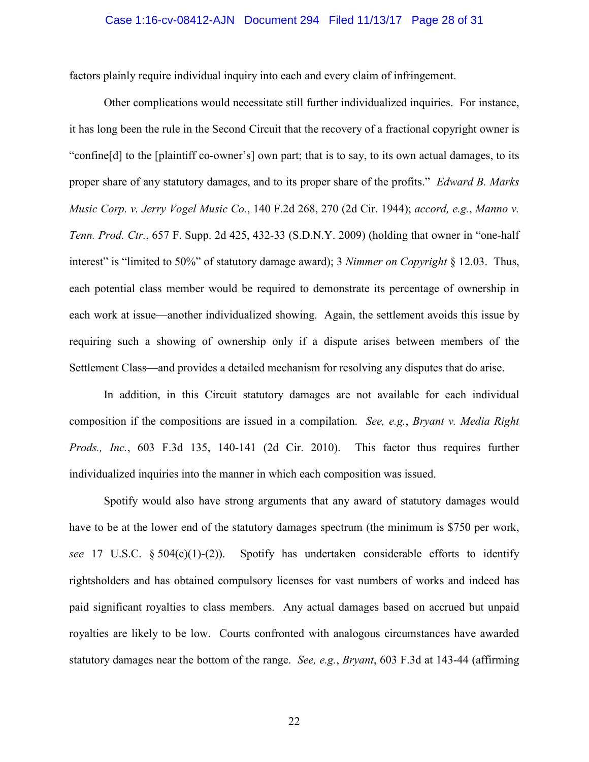factors plainly require individual inquiry into each and every claim of infringement.

Other complications would necessitate still further individualized inquiries. For instance, it has long been the rule in the Second Circuit that the recovery of a fractional copyright owner is "confine[d] to the [plaintiff co-owner's] own part; that is to say, to its own actual damages, to its proper share of any statutory damages, and to its proper share of the profits." *Edward B. Marks Music Corp. v. Jerry Vogel Music Co.*, 140 F.2d 268, 270 (2d Cir. 1944); *accord, e.g.*, *Manno v. Tenn. Prod. Ctr.*, 657 F. Supp. 2d 425, 432-33 (S.D.N.Y. 2009) (holding that owner in "one-half interest" is "limited to 50%" of statutory damage award); 3 *Nimmer on Copyright* § 12.03. Thus, each potential class member would be required to demonstrate its percentage of ownership in each work at issue—another individualized showing. Again, the settlement avoids this issue by requiring such a showing of ownership only if a dispute arises between members of the Settlement Class—and provides a detailed mechanism for resolving any disputes that do arise.

In addition, in this Circuit statutory damages are not available for each individual composition if the compositions are issued in a compilation. *See, e.g.*, *Bryant v. Media Right Prods., Inc.*, 603 F.3d 135, 140-141 (2d Cir. 2010). This factor thus requires further individualized inquiries into the manner in which each composition was issued.

Spotify would also have strong arguments that any award of statutory damages would have to be at the lower end of the statutory damages spectrum (the minimum is $750 per work, *see* 17 U.S.C. § 504(c)(1)-(2)). Spotify has undertaken considerable efforts to identify rightsholders and has obtained compulsory licenses for vast numbers of works and indeed has paid significant royalties to class members. Any actual damages based on accrued but unpaid royalties are likely to be low. Courts confronted with analogous circumstances have awarded statutory damages near the bottom of the range. *See, e.g.*, *Bryant*, 603 F.3d at 143-44 (affirming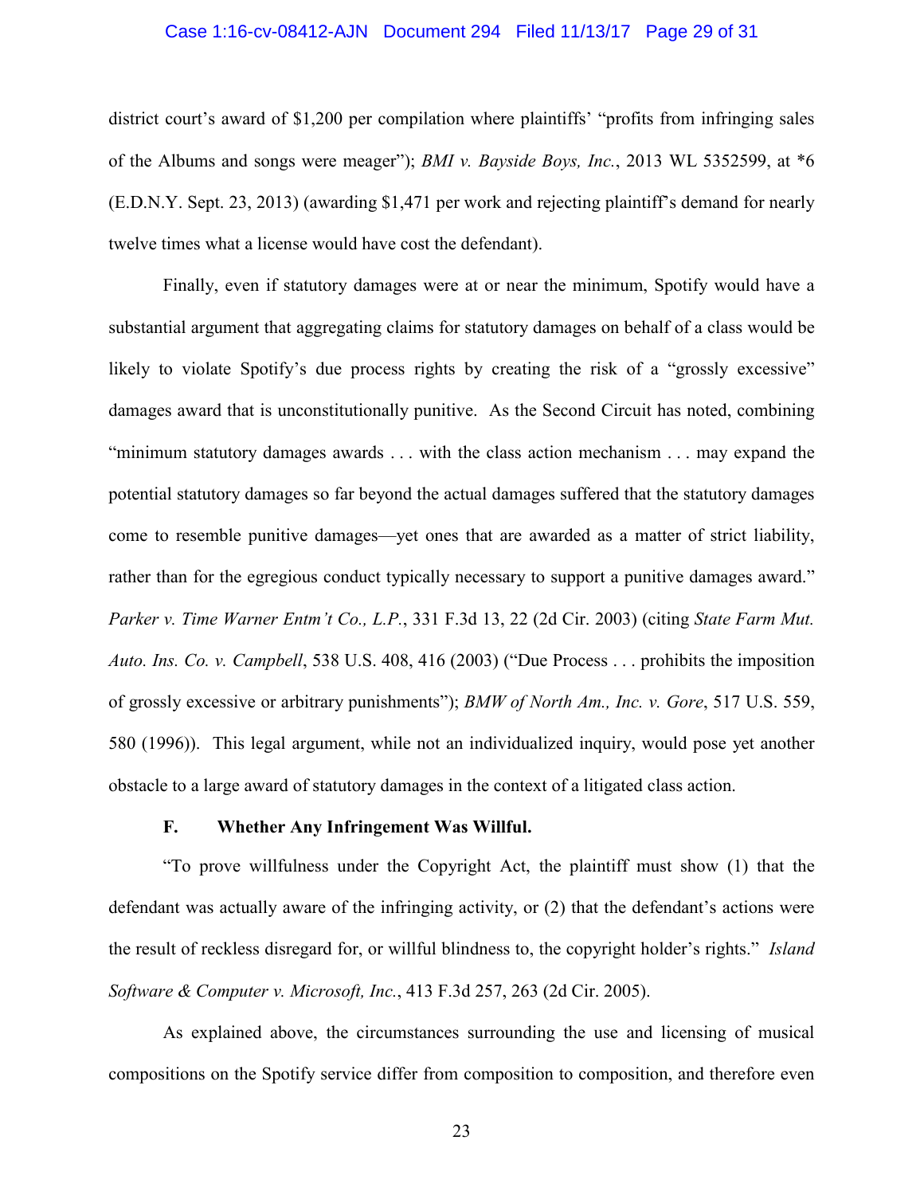district court's award of $1,200 per compilation where plaintiffs' "profits from infringing sales of the Albums and songs were meager"); *BMI v. Bayside Boys, Inc.*, 2013 WL 5352599, at *6 (E.D.N.Y. Sept. 23, 2013) (awarding $1,471 per work and rejecting plaintiff's demand for nearly twelve times what a license would have cost the defendant).

Finally, even if statutory damages were at or near the minimum, Spotify would have a substantial argument that aggregating claims for statutory damages on behalf of a class would be likely to violate Spotify's due process rights by creating the risk of a "grossly excessive" damages award that is unconstitutionally punitive. As the Second Circuit has noted, combining "minimum statutory damages awards . . . with the class action mechanism . . . may expand the potential statutory damages so far beyond the actual damages suffered that the statutory damages come to resemble punitive damages—yet ones that are awarded as a matter of strict liability, rather than for the egregious conduct typically necessary to support a punitive damages award." *Parker v. Time Warner Entm't Co., L.P.*, 331 F.3d 13, 22 (2d Cir. 2003) (citing *State Farm Mut. Auto. Ins. Co. v. Campbell*, 538 U.S. 408, 416 (2003) ("Due Process . . . prohibits the imposition of grossly excessive or arbitrary punishments"); *BMW of North Am., Inc. v. Gore*, 517 U.S. 559, 580 (1996)). This legal argument, while not an individualized inquiry, would pose yet another obstacle to a large award of statutory damages in the context of a litigated class action.

### F. Whether Any Infringement Was Willful.

"To prove willfulness under the Copyright Act, the plaintiff must show (1) that the defendant was actually aware of the infringing activity, or (2) that the defendant's actions were the result of reckless disregard for, or willful blindness to, the copyright holder's rights." *Island Software & Computer v. Microsoft, Inc.*, 413 F.3d 257, 263 (2d Cir. 2005).

As explained above, the circumstances surrounding the use and licensing of musical compositions on the Spotify service differ from composition to composition, and therefore even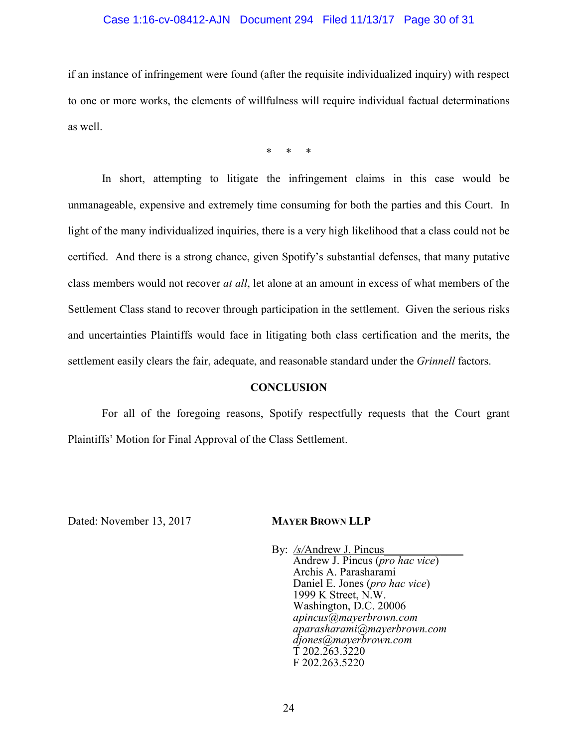if an instance of infringement were found (after the requisite individualized inquiry) with respect to one or more works, the elements of willfulness will require individual factual determinations as well.

\* \* \*

In short, attempting to litigate the infringement claims in this case would be unmanageable, expensive and extremely time consuming for both the parties and this Court. In light of the many individualized inquiries, there is a very high likelihood that a class could not be certified. And there is a strong chance, given Spotify's substantial defenses, that many putative class members would not recover *at all*, let alone at an amount in excess of what members of the Settlement Class stand to recover through participation in the settlement. Given the serious risks and uncertainties Plaintiffs would face in litigating both class certification and the merits, the settlement easily clears the fair, adequate, and reasonable standard under the *Grinnell* factors.

**CONCLUSION**

For all of the foregoing reasons, Spotify respectfully requests that the Court grant Plaintiffs' Motion for Final Approval of the Class Settlement.

Dated: November 13, 2017

**MAYER BROWN LLP**

By: /s/Andrew J. Pincus
Andrew J. Pincus (*pro hac vice*)
Archis A. Parasharami
Daniel E. Jones (*pro hac vice*)
1999 K Street, N.W.
Washington, D.C. 20006
*apincus@mayerbrown.com*
*aparasharami@mayerbrown.com*
*djones@mayerbrown.com*
T 202.263.3220
F 202.263.5220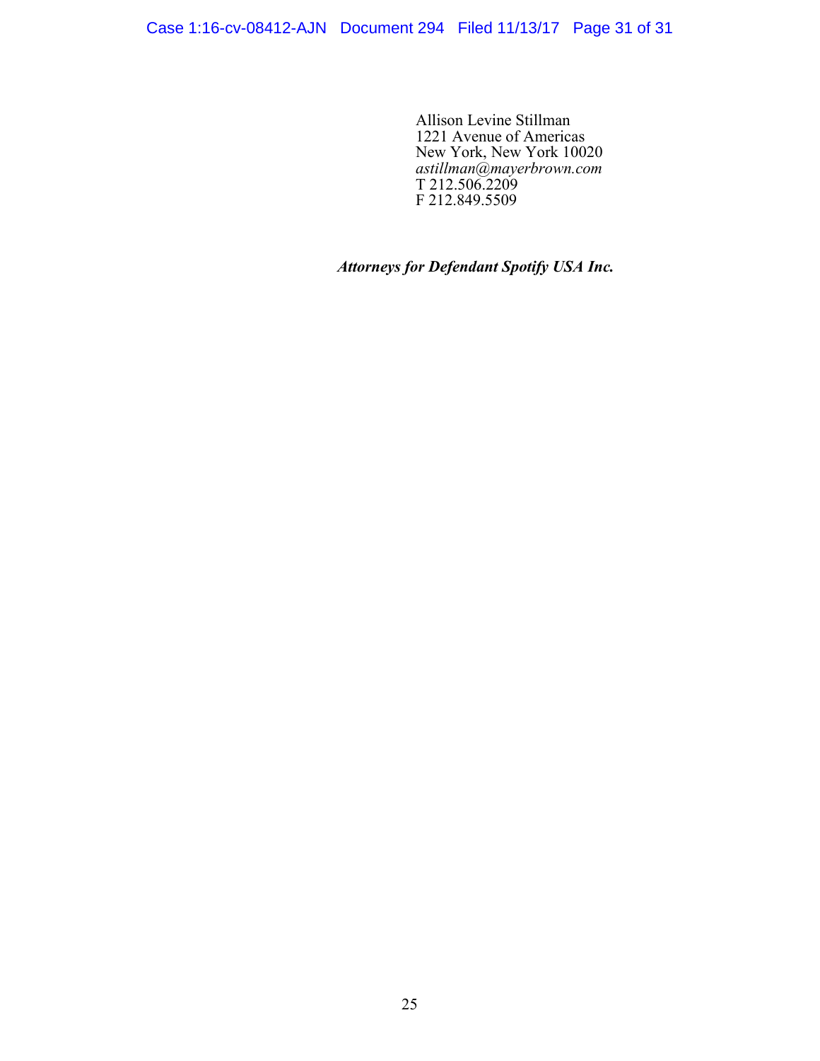Allison Levine Stillman
1221 Avenue of Americas
New York, New York 10020
*astillman@mayerbrown.com*
T 212.506.2209
F 212.849.5509

***Attorneys for Defendant Spotify USA Inc.***